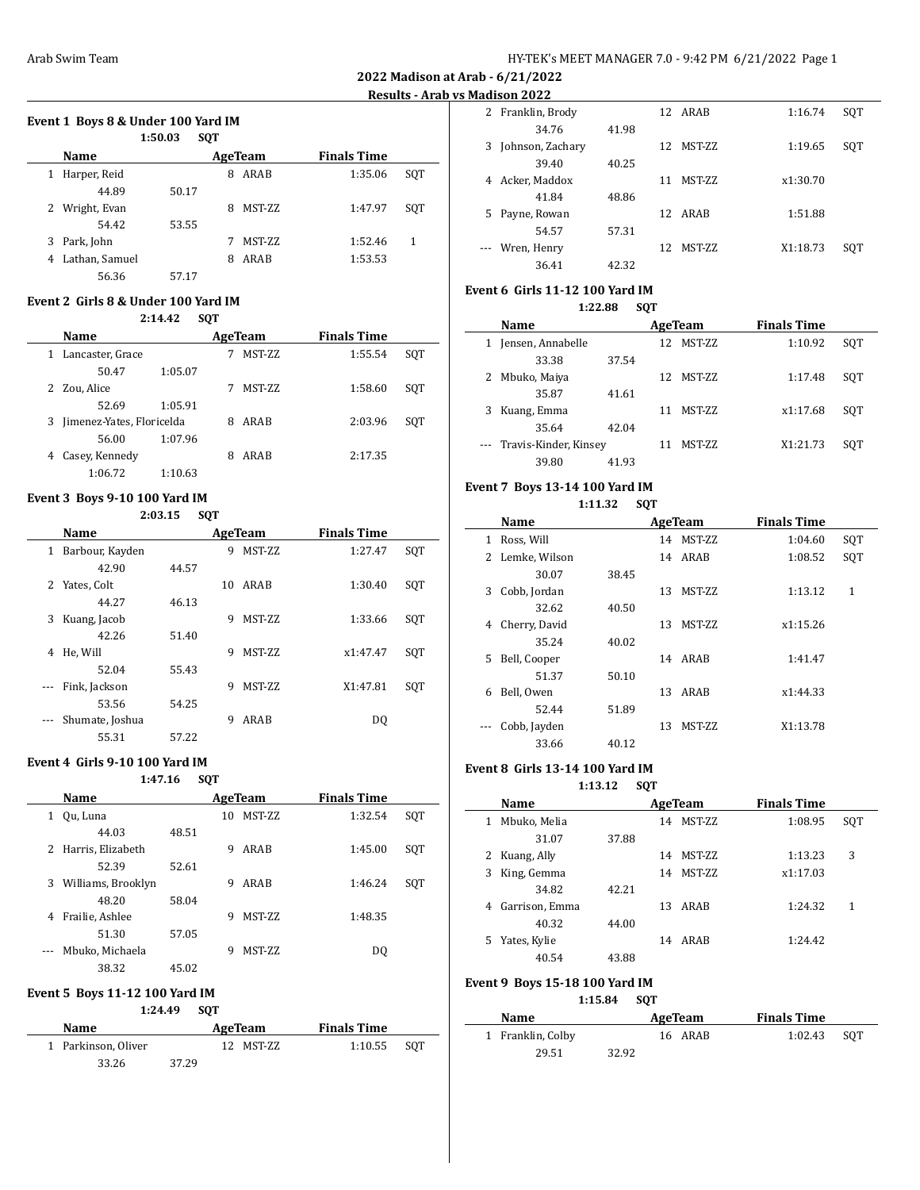## 2022 Madison at Arab - 6/21/2022

### Results - Arab vs Madison 2022

### Event 1 Boys 8 & Under 100 Yard IM

1:50.03 SQT

| | Name | Age | Team | Finals Time | |
|---|---|---|---|---|---|
| 1 | Harper, Reid | 8 | ARAB | 1:35.06 | SQT |
| | 44.89 | 50.17 | | | |
| 2 | Wright, Evan | 8 | MST-ZZ | 1:47.97 | SQT |
| | 54.42 | 53.55 | | | |
| 3 | Park, John | 7 | MST-ZZ | 1:52.46 | 1 |
| 4 | Lathan, Samuel | 8 | ARAB | 1:53.53 | |
| | 56.36 | 57.17 | | | |

### Event 2 Girls 8 & Under 100 Yard IM

2:14.42 SQT

| | Name | Age | Team | Finals Time | |
|---|---|---|---|---|---|
| 1 | Lancaster, Grace | 7 | MST-ZZ | 1:55.54 | SQT |
| | 50.47 | 1:05.07 | | | |
| 2 | Zou, Alice | 7 | MST-ZZ | 1:58.60 | SQT |
| | 52.69 | 1:05.91 | | | |
| 3 | Jimenez-Yates, Floricelda | 8 | ARAB | 2:03.96 | SQT |
| | 56.00 | 1:07.96 | | | |
| 4 | Casey, Kennedy | 8 | ARAB | 2:17.35 | |
| | 1:06.72 | 1:10.63 | | | |

### Event 3 Boys 9-10 100 Yard IM

2:03.15 SQT

| | Name | Age | Team | Finals Time | |
|---|---|---|---|---|---|
| 1 | Barbour, Kayden | 9 | MST-ZZ | 1:27.47 | SQT |
| | 42.90 | 44.57 | | | |
| 2 | Yates, Colt | 10 | ARAB | 1:30.40 | SQT |
| | 44.27 | 46.13 | | | |
| 3 | Kuang, Jacob | 9 | MST-ZZ | 1:33.66 | SQT |
| | 42.26 | 51.40 | | | |
| 4 | He, Will | 9 | MST-ZZ | x1:47.47 | SQT |
| | 52.04 | 55.43 | | | |
| --- | Fink, Jackson | 9 | MST-ZZ | X1:47.81 | SQT |
| | 53.56 | 54.25 | | | |
| --- | Shumate, Joshua | 9 | ARAB | DQ | |
| | 55.31 | 57.22 | | | |

### Event 4 Girls 9-10 100 Yard IM

1:47.16 SQT

| | Name | Age | Team | Finals Time | |
|---|---|---|---|---|---|
| 1 | Qu, Luna | 10 | MST-ZZ | 1:32.54 | SQT |
| | 44.03 | 48.51 | | | |
| 2 | Harris, Elizabeth | 9 | ARAB | 1:45.00 | SQT |
| | 52.39 | 52.61 | | | |
| 3 | Williams, Brooklyn | 9 | ARAB | 1:46.24 | SQT |
| | 48.20 | 58.04 | | | |
| 4 | Frailie, Ashlee | 9 | MST-ZZ | 1:48.35 | |
| | 51.30 | 57.05 | | | |
| --- | Mbuko, Michaela | 9 | MST-ZZ | DQ | |
| | 38.32 | 45.02 | | | |

### Event 5 Boys 11-12 100 Yard IM

1:24.49 SQT

| | Name | Age | Team | Finals Time | |
|---|---|---|---|---|---|
| 1 | Parkinson, Oliver | 12 | MST-ZZ | 1:10.55 | SQT |
| | 33.26 | 37.29 | | | |
| 2 | Franklin, Brody | 12 | ARAB | 1:16.74 | SQT |
| | 34.76 | 41.98 | | | |
| 3 | Johnson, Zachary | 12 | MST-ZZ | 1:19.65 | SQT |
| | 39.40 | 40.25 | | | |
| 4 | Acker, Maddox | 11 | MST-ZZ | x1:30.70 | |
| | 41.84 | 48.86 | | | |
| 5 | Payne, Rowan | 12 | ARAB | 1:51.88 | |
| | 54.57 | 57.31 | | | |
| --- | Wren, Henry | 12 | MST-ZZ | X1:18.73 | SQT |
| | 36.41 | 42.32 | | | |

### Event 6 Girls 11-12 100 Yard IM

1:22.88 SQT

| | Name | Age | Team | Finals Time | |
|---|---|---|---|---|---|
| 1 | Jensen, Annabelle | 12 | MST-ZZ | 1:10.92 | SQT |
| | 33.38 | 37.54 | | | |
| 2 | Mbuko, Maiya | 12 | MST-ZZ | 1:17.48 | SQT |
| | 35.87 | 41.61 | | | |
| 3 | Kuang, Emma | 11 | MST-ZZ | x1:17.68 | SQT |
| | 35.64 | 42.04 | | | |
| --- | Travis-Kinder, Kinsey | 11 | MST-ZZ | X1:21.73 | SQT |
| | 39.80 | 41.93 | | | |

### Event 7 Boys 13-14 100 Yard IM

1:11.32 SQT

| | Name | Age | Team | Finals Time | |
|---|---|---|---|---|---|
| 1 | Ross, Will | 14 | MST-ZZ | 1:04.60 | SQT |
| 2 | Lemke, Wilson | 14 | ARAB | 1:08.52 | SQT |
| | 30.07 | 38.45 | | | |
| 3 | Cobb, Jordan | 13 | MST-ZZ | 1:13.12 | 1 |
| | 32.62 | 40.50 | | | |
| 4 | Cherry, David | 13 | MST-ZZ | x1:15.26 | |
| | 35.24 | 40.02 | | | |
| 5 | Bell, Cooper | 14 | ARAB | 1:41.47 | |
| | 51.37 | 50.10 | | | |
| 6 | Bell, Owen | 13 | ARAB | x1:44.33 | |
| | 52.44 | 51.89 | | | |
| --- | Cobb, Jayden | 13 | MST-ZZ | X1:13.78 | |
| | 33.66 | 40.12 | | | |

### Event 8 Girls 13-14 100 Yard IM

1:13.12 SQT

| | Name | Age | Team | Finals Time | |
|---|---|---|---|---|---|
| 1 | Mbuko, Melia | 14 | MST-ZZ | 1:08.95 | SQT |
| | 31.07 | 37.88 | | | |
| 2 | Kuang, Ally | 14 | MST-ZZ | 1:13.23 | 3 |
| 3 | King, Gemma | 14 | MST-ZZ | x1:17.03 | |
| | 34.82 | 42.21 | | | |
| 4 | Garrison, Emma | 13 | ARAB | 1:24.32 | 1 |
| | 40.32 | 44.00 | | | |
| 5 | Yates, Kylie | 14 | ARAB | 1:24.42 | |
| | 40.54 | 43.88 | | | |

### Event 9 Boys 15-18 100 Yard IM

1:15.84 SQT

| | Name | Age | Team | Finals Time | |
|---|---|---|---|---|---|
| 1 | Franklin, Colby | 16 | ARAB | 1:02.43 | SQT |
| | 29.51 | 32.92 | | | |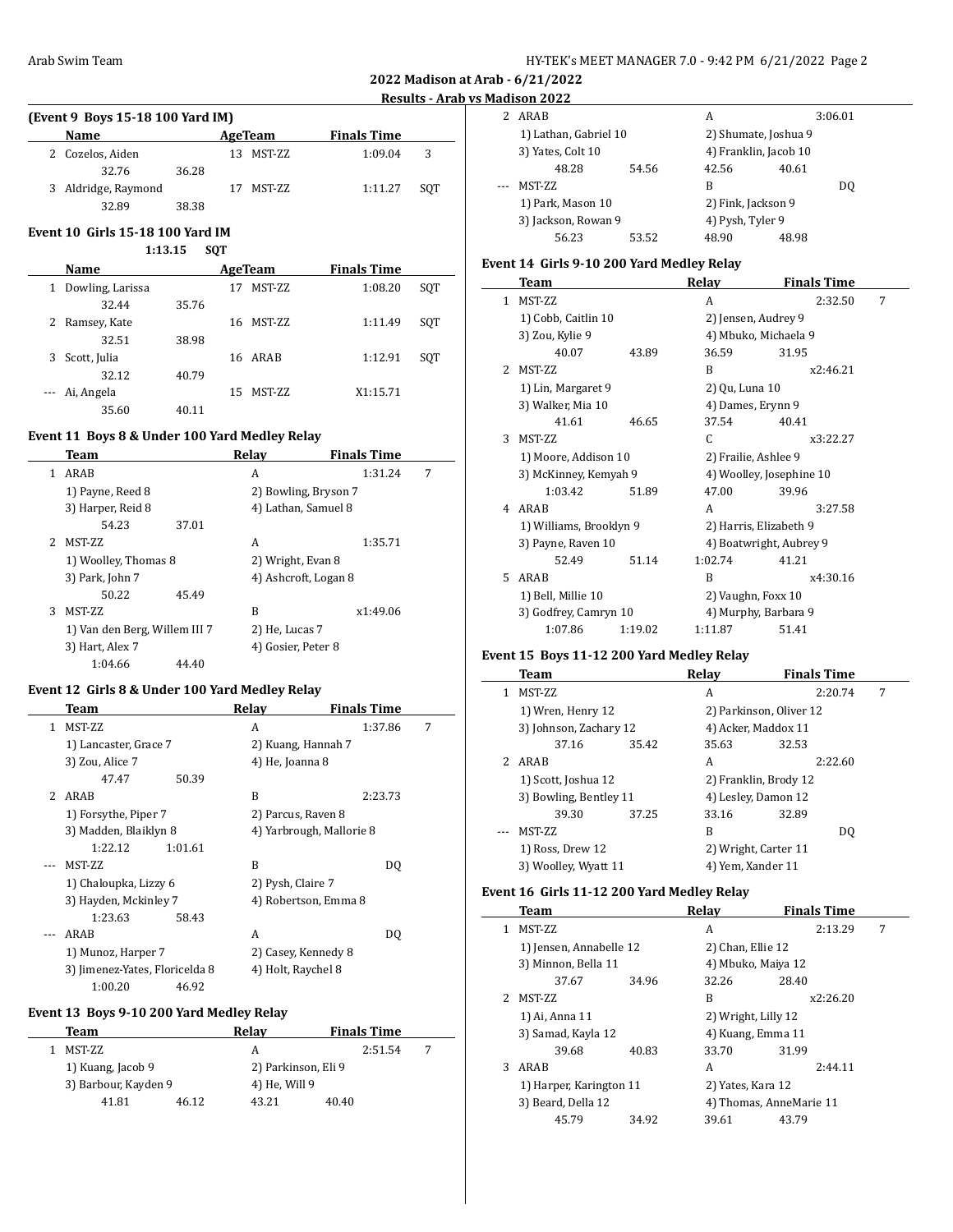**2022 Madison at Arab - 6/21/2022**

**Results - Arab vs Madison 2022**

### (Event 9 Boys 15-18 100 Yard IM)

| | Name | Age | Team | Finals Time | |
|---|---|---|---|---|---|
| 2 | Cozelos, Aiden | 13 | MST-ZZ | 1:09.04 | 3 |
| | 32.76 36.28 | | | | |
| 3 | Aldridge, Raymond | 17 | MST-ZZ | 1:11.27 | SQT |
| | 32.89 38.38 | | | | |

### Event 10 Girls 15-18 100 Yard IM

1:13.15 SQT

| | Name | Age | Team | Finals Time | |
|---|---|---|---|---|---|
| 1 | Dowling, Larissa | 17 | MST-ZZ | 1:08.20 | SQT |
| | 32.44 35.76 | | | | |
| 2 | Ramsey, Kate | 16 | MST-ZZ | 1:11.49 | SQT |
| | 32.51 38.98 | | | | |
| 3 | Scott, Julia | 16 | ARAB | 1:12.91 | SQT |
| | 32.12 40.79 | | | | |
| --- | Ai, Angela | 15 | MST-ZZ | X1:15.71 | |
| | 35.60 40.11 | | | | |

### Event 11 Boys 8 & Under 100 Yard Medley Relay

| | Team | Relay | Finals Time | |
|---|---|---|---|---|
| 1 | ARAB | A | 1:31.24 | 7 |
| | 1) Payne, Reed 8 | 2) Bowling, Bryson 7 | | |
| | 3) Harper, Reid 8 | 4) Lathan, Samuel 8 | | |
| | 54.23 37.01 | | | |
| 2 | MST-ZZ | A | 1:35.71 | |
| | 1) Woolley, Thomas 8 | 2) Wright, Evan 8 | | |
| | 3) Park, John 7 | 4) Ashcroft, Logan 8 | | |
| | 50.22 45.49 | | | |
| 3 | MST-ZZ | B | x1:49.06 | |
| | 1) Van den Berg, Willem III 7 | 2) He, Lucas 7 | | |
| | 3) Hart, Alex 7 | 4) Gosier, Peter 8 | | |
| | 1:04.66 44.40 | | | |

### Event 12 Girls 8 & Under 100 Yard Medley Relay

| | Team | Relay | Finals Time | |
|---|---|---|---|---|
| 1 | MST-ZZ | A | 1:37.86 | 7 |
| | 1) Lancaster, Grace 7 | 2) Kuang, Hannah 7 | | |
| | 3) Zou, Alice 7 | 4) He, Joanna 8 | | |
| | 47.47 50.39 | | | |
| 2 | ARAB | B | 2:23.73 | |
| | 1) Forsythe, Piper 7 | 2) Parcus, Raven 8 | | |
| | 3) Madden, Blaiklyn 8 | 4) Yarbrough, Mallorie 8 | | |
| | 1:22.12 1:01.61 | | | |
| --- | MST-ZZ | B | DQ | |
| | 1) Chaloupka, Lizzy 6 | 2) Pysh, Claire 7 | | |
| | 3) Hayden, Mckinley 7 | 4) Robertson, Emma 8 | | |
| | 1:23.63 58.43 | | | |
| --- | ARAB | A | DQ | |
| | 1) Munoz, Harper 7 | 2) Casey, Kennedy 8 | | |
| | 3) Jimenez-Yates, Floricelda 8 | 4) Holt, Raychel 8 | | |
| | 1:00.20 46.92 | | | |

### Event 13 Boys 9-10 200 Yard Medley Relay

| | Team | Relay | Finals Time | |
|---|---|---|---|---|
| 1 | MST-ZZ | A | 2:51.54 | 7 |
| | 1) Kuang, Jacob 9 | 2) Parkinson, Eli 9 | | |
| | 3) Barbour, Kayden 9 | 4) He, Will 9 | | |
| | 41.81 46.12 | 43.21 40.40 | | |
| 2 | ARAB | A | 3:06.01 | |
| | 1) Lathan, Gabriel 10 | 2) Shumate, Joshua 9 | | |
| | 3) Yates, Colt 10 | 4) Franklin, Jacob 10 | | |
| | 48.28 54.56 | 42.56 40.61 | | |
| --- | MST-ZZ | B | DQ | |
| | 1) Park, Mason 10 | 2) Fink, Jackson 9 | | |
| | 3) Jackson, Rowan 9 | 4) Pysh, Tyler 9 | | |
| | 56.23 53.52 | 48.90 48.98 | | |

### Event 14 Girls 9-10 200 Yard Medley Relay

| | Team | Relay | Finals Time | |
|---|---|---|---|---|
| 1 | MST-ZZ | A | 2:32.50 | 7 |
| | 1) Cobb, Caitlin 10 | 2) Jensen, Audrey 9 | | |
| | 3) Zou, Kylie 9 | 4) Mbuko, Michaela 9 | | |
| | 40.07 43.89 | 36.59 31.95 | | |
| 2 | MST-ZZ | B | x2:46.21 | |
| | 1) Lin, Margaret 9 | 2) Qu, Luna 10 | | |
| | 3) Walker, Mia 10 | 4) Dames, Erynn 9 | | |
| | 41.61 46.65 | 37.54 40.41 | | |
| 3 | MST-ZZ | C | x3:22.27 | |
| | 1) Moore, Addison 10 | 2) Frailie, Ashlee 9 | | |
| | 3) McKinney, Kemyah 9 | 4) Woolley, Josephine 10 | | |
| | 1:03.42 51.89 | 47.00 39.96 | | |
| 4 | ARAB | A | 3:27.58 | |
| | 1) Williams, Brooklyn 9 | 2) Harris, Elizabeth 9 | | |
| | 3) Payne, Raven 10 | 4) Boatwright, Aubrey 9 | | |
| | 52.49 51.14 | 1:02.74 41.21 | | |
| 5 | ARAB | B | x4:30.16 | |
| | 1) Bell, Millie 10 | 2) Vaughn, Foxx 10 | | |
| | 3) Godfrey, Camryn 10 | 4) Murphy, Barbara 9 | | |
| | 1:07.86 1:19.02 | 1:11.87 51.41 | | |

### Event 15 Boys 11-12 200 Yard Medley Relay

| | Team | Relay | Finals Time | |
|---|---|---|---|---|
| 1 | MST-ZZ | A | 2:20.74 | 7 |
| | 1) Wren, Henry 12 | 2) Parkinson, Oliver 12 | | |
| | 3) Johnson, Zachary 12 | 4) Acker, Maddox 11 | | |
| | 37.16 35.42 | 35.63 32.53 | | |
| 2 | ARAB | A | 2:22.60 | |
| | 1) Scott, Joshua 12 | 2) Franklin, Brody 12 | | |
| | 3) Bowling, Bentley 11 | 4) Lesley, Damon 12 | | |
| | 39.30 37.25 | 33.16 32.89 | | |
| --- | MST-ZZ | B | DQ | |
| | 1) Ross, Drew 12 | 2) Wright, Carter 11 | | |
| | 3) Woolley, Wyatt 11 | 4) Yem, Xander 11 | | |

### Event 16 Girls 11-12 200 Yard Medley Relay

| | Team | Relay | Finals Time | |
|---|---|---|---|---|
| 1 | MST-ZZ | A | 2:13.29 | 7 |
| | 1) Jensen, Annabelle 12 | 2) Chan, Ellie 12 | | |
| | 3) Minnon, Bella 11 | 4) Mbuko, Maiya 12 | | |
| | 37.67 34.96 | 32.26 28.40 | | |
| 2 | MST-ZZ | B | x2:26.20 | |
| | 1) Ai, Anna 11 | 2) Wright, Lilly 12 | | |
| | 3) Samad, Kayla 12 | 4) Kuang, Emma 11 | | |
| | 39.68 40.83 | 33.70 31.99 | | |
| 3 | ARAB | A | 2:44.11 | |
| | 1) Harper, Karington 11 | 2) Yates, Kara 12 | | |
| | 3) Beard, Della 12 | 4) Thomas, AnneMarie 11 | | |
| | 45.79 34.92 | 39.61 43.79 | | |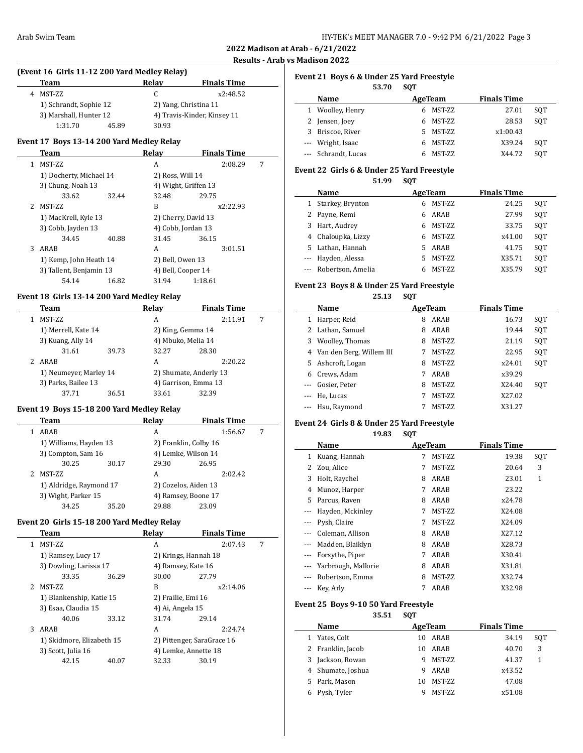## 2022 Madison at Arab - 6/21/2022

### Results - Arab vs Madison 2022

**(Event 16 Girls 11-12 200 Yard Medley Relay)**

| | Team | Relay | Finals Time | |
|---|---|---|---|---|
| 4 | MST-ZZ | C | x2:48.52 | |
| | 1) Schrandt, Sophie 12 | 2) Yang, Christina 11 | | |
| | 3) Marshall, Hunter 12 | 4) Travis-Kinder, Kinsey 11 | | |
| | 1:31.70 45.89 | 30.93 | | |

**Event 17 Boys 13-14 200 Yard Medley Relay**

| | Team | Relay | Finals Time | |
|---|---|---|---|---|
| 1 | MST-ZZ | A | 2:08.29 | 7 |
| | 1) Docherty, Michael 14 | 2) Ross, Will 14 | | |
| | 3) Chung, Noah 13 | 4) Wight, Griffen 13 | | |
| | 33.62 32.44 | 32.48 29.75 | | |
| 2 | MST-ZZ | B | x2:22.93 | |
| | 1) MacKrell, Kyle 13 | 2) Cherry, David 13 | | |
| | 3) Cobb, Jayden 13 | 4) Cobb, Jordan 13 | | |
| | 34.45 40.88 | 31.45 36.15 | | |
| 3 | ARAB | A | 3:01.51 | |
| | 1) Kemp, John Heath 14 | 2) Bell, Owen 13 | | |
| | 3) Tallent, Benjamin 13 | 4) Bell, Cooper 14 | | |
| | 54.14 16.82 | 31.94 1:18.61 | | |

**Event 18 Girls 13-14 200 Yard Medley Relay**

| | Team | Relay | Finals Time | |
|---|---|---|---|---|
| 1 | MST-ZZ | A | 2:11.91 | 7 |
| | 1) Merrell, Kate 14 | 2) King, Gemma 14 | | |
| | 3) Kuang, Ally 14 | 4) Mbuko, Melia 14 | | |
| | 31.61 39.73 | 32.27 28.30 | | |
| 2 | ARAB | A | 2:20.22 | |
| | 1) Neumeyer, Marley 14 | 2) Shumate, Anderly 13 | | |
| | 3) Parks, Bailee 13 | 4) Garrison, Emma 13 | | |
| | 37.71 36.51 | 33.61 32.39 | | |

**Event 19 Boys 15-18 200 Yard Medley Relay**

| | Team | Relay | Finals Time | |
|---|---|---|---|---|
| 1 | ARAB | A | 1:56.67 | 7 |
| | 1) Williams, Hayden 13 | 2) Franklin, Colby 16 | | |
| | 3) Compton, Sam 16 | 4) Lemke, Wilson 14 | | |
| | 30.25 30.17 | 29.30 26.95 | | |
| 2 | MST-ZZ | A | 2:02.42 | |
| | 1) Aldridge, Raymond 17 | 2) Cozelos, Aiden 13 | | |
| | 3) Wight, Parker 15 | 4) Ramsey, Boone 17 | | |
| | 34.25 35.20 | 29.88 23.09 | | |

**Event 20 Girls 15-18 200 Yard Medley Relay**

| | Team | Relay | Finals Time | |
|---|---|---|---|---|
| 1 | MST-ZZ | A | 2:07.43 | 7 |
| | 1) Ramsey, Lucy 17 | 2) Krings, Hannah 18 | | |
| | 3) Dowling, Larissa 17 | 4) Ramsey, Kate 16 | | |
| | 33.35 36.29 | 30.00 27.79 | | |
| 2 | MST-ZZ | B | x2:14.06 | |
| | 1) Blankenship, Katie 15 | 2) Frailie, Emi 16 | | |
| | 3) Esaa, Claudia 15 | 4) Ai, Angela 15 | | |
| | 40.06 33.12 | 31.74 29.14 | | |
| 3 | ARAB | A | 2:24.74 | |
| | 1) Skidmore, Elizabeth 15 | 2) Pittenger, SaraGrace 16 | | |
| | 3) Scott, Julia 16 | 4) Lemke, Annette 18 | | |
| | 42.15 40.07 | 32.33 30.19 | | |

**Event 21 Boys 6 & Under 25 Yard Freestyle**

53.70 SQT

| | Name | Age | Team | Finals Time | |
|---|---|---|---|---|---|
| 1 | Woolley, Henry | 6 | MST-ZZ | 27.01 | SQT |
| 2 | Jensen, Joey | 6 | MST-ZZ | 28.53 | SQT |
| 3 | Briscoe, River | 5 | MST-ZZ | x1:00.43 | |
| --- | Wright, Isaac | 6 | MST-ZZ | X39.24 | SQT |
| --- | Schrandt, Lucas | 6 | MST-ZZ | X44.72 | SQT |

**Event 22 Girls 6 & Under 25 Yard Freestyle**

51.99 SQT

| | Name | Age | Team | Finals Time | |
|---|---|---|---|---|---|
| 1 | Starkey, Brynton | 6 | MST-ZZ | 24.25 | SQT |
| 2 | Payne, Remi | 6 | ARAB | 27.99 | SQT |
| 3 | Hart, Audrey | 6 | MST-ZZ | 33.75 | SQT |
| 4 | Chaloupka, Lizzy | 6 | MST-ZZ | x41.00 | SQT |
| 5 | Lathan, Hannah | 5 | ARAB | 41.75 | SQT |
| --- | Hayden, Alessa | 5 | MST-ZZ | X35.71 | SQT |
| --- | Robertson, Amelia | 6 | MST-ZZ | X35.79 | SQT |

**Event 23 Boys 8 & Under 25 Yard Freestyle**

25.13 SQT

| | Name | Age | Team | Finals Time | |
|---|---|---|---|---|---|
| 1 | Harper, Reid | 8 | ARAB | 16.73 | SQT |
| 2 | Lathan, Samuel | 8 | ARAB | 19.44 | SQT |
| 3 | Woolley, Thomas | 8 | MST-ZZ | 21.19 | SQT |
| 4 | Van den Berg, Willem III | 7 | MST-ZZ | 22.95 | SQT |
| 5 | Ashcroft, Logan | 8 | MST-ZZ | x24.01 | SQT |
| 6 | Crews, Adam | 7 | ARAB | x39.29 | |
| --- | Gosier, Peter | 8 | MST-ZZ | X24.40 | SQT |
| --- | He, Lucas | 7 | MST-ZZ | X27.02 | |
| --- | Hsu, Raymond | 7 | MST-ZZ | X31.27 | |

**Event 24 Girls 8 & Under 25 Yard Freestyle**

19.83 SQT

| | Name | Age | Team | Finals Time | |
|---|---|---|---|---|---|
| 1 | Kuang, Hannah | 7 | MST-ZZ | 19.38 | SQT |
| 2 | Zou, Alice | 7 | MST-ZZ | 20.64 | 3 |
| 3 | Holt, Raychel | 8 | ARAB | 23.01 | 1 |
| 4 | Munoz, Harper | 7 | ARAB | 23.22 | |
| 5 | Parcus, Raven | 8 | ARAB | x24.78 | |
| --- | Hayden, Mckinley | 7 | MST-ZZ | X24.08 | |
| --- | Pysh, Claire | 7 | MST-ZZ | X24.09 | |
| --- | Coleman, Allison | 8 | ARAB | X27.12 | |
| --- | Madden, Blaiklyn | 8 | ARAB | X28.73 | |
| --- | Forsythe, Piper | 7 | ARAB | X30.41 | |
| --- | Yarbrough, Mallorie | 8 | ARAB | X31.81 | |
| --- | Robertson, Emma | 8 | MST-ZZ | X32.74 | |
| --- | Key, Arly | 7 | ARAB | X32.98 | |

**Event 25 Boys 9-10 50 Yard Freestyle**

35.51 SQT

| | Name | Age | Team | Finals Time | |
|---|---|---|---|---|---|
| 1 | Yates, Colt | 10 | ARAB | 34.19 | SQT |
| 2 | Franklin, Jacob | 10 | ARAB | 40.70 | 3 |
| 3 | Jackson, Rowan | 9 | MST-ZZ | 41.37 | 1 |
| 4 | Shumate, Joshua | 9 | ARAB | x43.52 | |
| 5 | Park, Mason | 10 | MST-ZZ | 47.08 | |
| 6 | Pysh, Tyler | 9 | MST-ZZ | x51.08 | |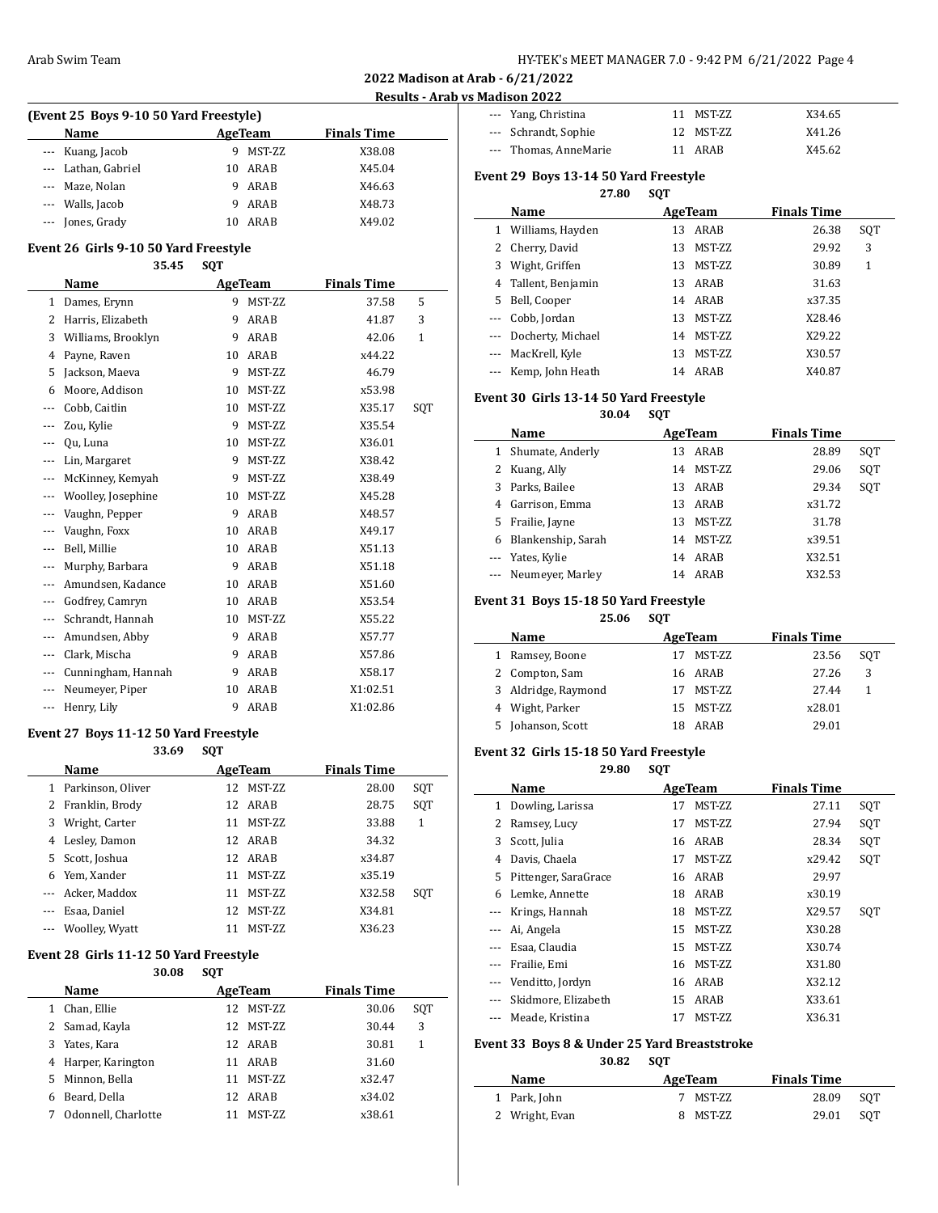**2022 Madison at Arab - 6/21/2022**

**Results - Arab vs Madison 2022**

#### (Event 25 Boys 9-10 50 Yard Freestyle)

| | Name | Age | Team | Finals Time | |
|---|---|---|---|---|---|
| --- | Kuang, Jacob | 9 | MST-ZZ | X38.08 | |
| --- | Lathan, Gabriel | 10 | ARAB | X45.04 | |
| --- | Maze, Nolan | 9 | ARAB | X46.63 | |
| --- | Walls, Jacob | 9 | ARAB | X48.73 | |
| --- | Jones, Grady | 10 | ARAB | X49.02 | |

#### Event 26 Girls 9-10 50 Yard Freestyle

35.45 SQT

| | Name | Age | Team | Finals Time | |
|---|---|---|---|---|---|
| 1 | Dames, Erynn | 9 | MST-ZZ | 37.58 | 5 |
| 2 | Harris, Elizabeth | 9 | ARAB | 41.87 | 3 |
| 3 | Williams, Brooklyn | 9 | ARAB | 42.06 | 1 |
| 4 | Payne, Raven | 10 | ARAB | x44.22 | |
| 5 | Jackson, Maeva | 9 | MST-ZZ | 46.79 | |
| 6 | Moore, Addison | 10 | MST-ZZ | x53.98 | |
| --- | Cobb, Caitlin | 10 | MST-ZZ | X35.17 | SQT |
| --- | Zou, Kylie | 9 | MST-ZZ | X35.54 | |
| --- | Qu, Luna | 10 | MST-ZZ | X36.01 | |
| --- | Lin, Margaret | 9 | MST-ZZ | X38.42 | |
| --- | McKinney, Kemyah | 9 | MST-ZZ | X38.49 | |
| --- | Woolley, Josephine | 10 | MST-ZZ | X45.28 | |
| --- | Vaughn, Pepper | 9 | ARAB | X48.57 | |
| --- | Vaughn, Foxx | 10 | ARAB | X49.17 | |
| --- | Bell, Millie | 10 | ARAB | X51.13 | |
| --- | Murphy, Barbara | 9 | ARAB | X51.18 | |
| --- | Amundsen, Kadance | 10 | ARAB | X51.60 | |
| --- | Godfrey, Camryn | 10 | ARAB | X53.54 | |
| --- | Schrandt, Hannah | 10 | MST-ZZ | X55.22 | |
| --- | Amundsen, Abby | 9 | ARAB | X57.77 | |
| --- | Clark, Mischa | 9 | ARAB | X57.86 | |
| --- | Cunningham, Hannah | 9 | ARAB | X58.17 | |
| --- | Neumeyer, Piper | 10 | ARAB | X1:02.51 | |
| --- | Henry, Lily | 9 | ARAB | X1:02.86 | |

#### Event 27 Boys 11-12 50 Yard Freestyle

33.69 SQT

| | Name | Age | Team | Finals Time | |
|---|---|---|---|---|---|
| 1 | Parkinson, Oliver | 12 | MST-ZZ | 28.00 | SQT |
| 2 | Franklin, Brody | 12 | ARAB | 28.75 | SQT |
| 3 | Wright, Carter | 11 | MST-ZZ | 33.88 | 1 |
| 4 | Lesley, Damon | 12 | ARAB | 34.32 | |
| 5 | Scott, Joshua | 12 | ARAB | x34.87 | |
| 6 | Yem, Xander | 11 | MST-ZZ | x35.19 | |
| --- | Acker, Maddox | 11 | MST-ZZ | X32.58 | SQT |
| --- | Esaa, Daniel | 12 | MST-ZZ | X34.81 | |
| --- | Woolley, Wyatt | 11 | MST-ZZ | X36.23 | |

#### Event 28 Girls 11-12 50 Yard Freestyle

30.08 SQT

| | Name | Age | Team | Finals Time | |
|---|---|---|---|---|---|
| 1 | Chan, Ellie | 12 | MST-ZZ | 30.06 | SQT |
| 2 | Samad, Kayla | 12 | MST-ZZ | 30.44 | 3 |
| 3 | Yates, Kara | 12 | ARAB | 30.81 | 1 |
| 4 | Harper, Karington | 11 | ARAB | 31.60 | |
| 5 | Minnon, Bella | 11 | MST-ZZ | x32.47 | |
| 6 | Beard, Della | 12 | ARAB | x34.02 | |
| 7 | Odonnell, Charlotte | 11 | MST-ZZ | x38.61 | |
| --- | Yang, Christina | 11 | MST-ZZ | X34.65 | |
| --- | Schrandt, Sophie | 12 | MST-ZZ | X41.26 | |
| --- | Thomas, AnneMarie | 11 | ARAB | X45.62 | |

#### Event 29 Boys 13-14 50 Yard Freestyle

27.80 SQT

| | Name | Age | Team | Finals Time | |
|---|---|---|---|---|---|
| 1 | Williams, Hayden | 13 | ARAB | 26.38 | SQT |
| 2 | Cherry, David | 13 | MST-ZZ | 29.92 | 3 |
| 3 | Wight, Griffen | 13 | MST-ZZ | 30.89 | 1 |
| 4 | Tallent, Benjamin | 13 | ARAB | 31.63 | |
| 5 | Bell, Cooper | 14 | ARAB | x37.35 | |
| --- | Cobb, Jordan | 13 | MST-ZZ | X28.46 | |
| --- | Docherty, Michael | 14 | MST-ZZ | X29.22 | |
| --- | MacKrell, Kyle | 13 | MST-ZZ | X30.57 | |
| --- | Kemp, John Heath | 14 | ARAB | X40.87 | |

#### Event 30 Girls 13-14 50 Yard Freestyle

30.04 SQT

| | Name | Age | Team | Finals Time | |
|---|---|---|---|---|---|
| 1 | Shumate, Anderly | 13 | ARAB | 28.89 | SQT |
| 2 | Kuang, Ally | 14 | MST-ZZ | 29.06 | SQT |
| 3 | Parks, Bailee | 13 | ARAB | 29.34 | SQT |
| 4 | Garrison, Emma | 13 | ARAB | x31.72 | |
| 5 | Frailie, Jayne | 13 | MST-ZZ | 31.78 | |
| 6 | Blankenship, Sarah | 14 | MST-ZZ | x39.51 | |
| --- | Yates, Kylie | 14 | ARAB | X32.51 | |
| --- | Neumeyer, Marley | 14 | ARAB | X32.53 | |

#### Event 31 Boys 15-18 50 Yard Freestyle

25.06 SQT

| | Name | Age | Team | Finals Time | |
|---|---|---|---|---|---|
| 1 | Ramsey, Boone | 17 | MST-ZZ | 23.56 | SQT |
| 2 | Compton, Sam | 16 | ARAB | 27.26 | 3 |
| 3 | Aldridge, Raymond | 17 | MST-ZZ | 27.44 | 1 |
| 4 | Wight, Parker | 15 | MST-ZZ | x28.01 | |
| 5 | Johanson, Scott | 18 | ARAB | 29.01 | |

#### Event 32 Girls 15-18 50 Yard Freestyle

29.80 SQT

| | Name | Age | Team | Finals Time | |
|---|---|---|---|---|---|
| 1 | Dowling, Larissa | 17 | MST-ZZ | 27.11 | SQT |
| 2 | Ramsey, Lucy | 17 | MST-ZZ | 27.94 | SQT |
| 3 | Scott, Julia | 16 | ARAB | 28.34 | SQT |
| 4 | Davis, Chaela | 17 | MST-ZZ | x29.42 | SQT |
| 5 | Pittenger, SaraGrace | 16 | ARAB | 29.97 | |
| 6 | Lemke, Annette | 18 | ARAB | x30.19 | |
| --- | Krings, Hannah | 18 | MST-ZZ | X29.57 | SQT |
| --- | Ai, Angela | 15 | MST-ZZ | X30.28 | |
| --- | Esaa, Claudia | 15 | MST-ZZ | X30.74 | |
| --- | Frailie, Emi | 16 | MST-ZZ | X31.80 | |
| --- | Venditto, Jordyn | 16 | ARAB | X32.12 | |
| --- | Skidmore, Elizabeth | 15 | ARAB | X33.61 | |
| --- | Meade, Kristina | 17 | MST-ZZ | X36.31 | |

#### Event 33 Boys 8 & Under 25 Yard Breaststroke

30.82 SQT

| | Name | Age | Team | Finals Time | |
|---|---|---|---|---|---|
| 1 | Park, John | 7 | MST-ZZ | 28.09 | SQT |
| 2 | Wright, Evan | 8 | MST-ZZ | 29.01 | SQT |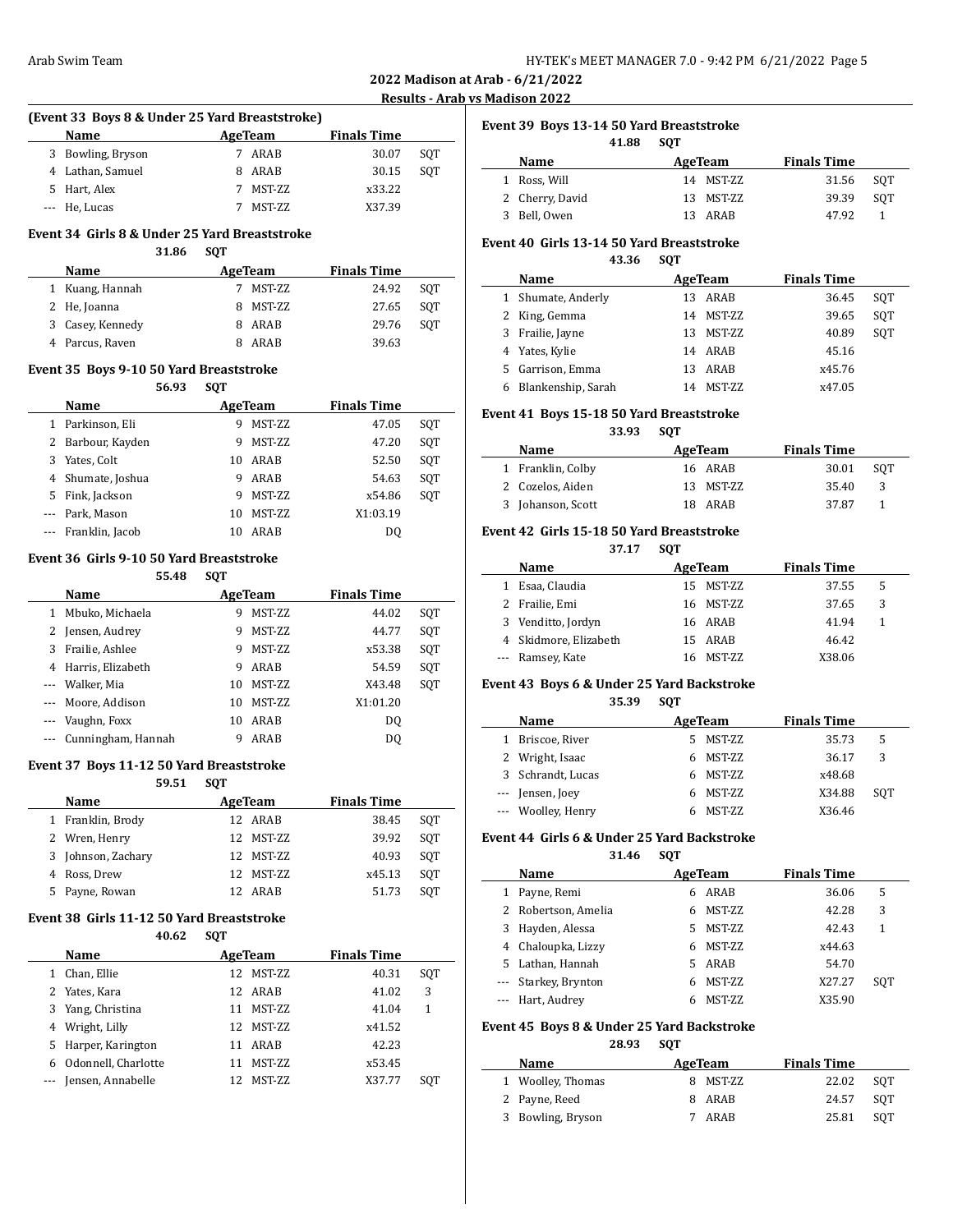**2022 Madison at Arab - 6/21/2022**

**Results - Arab vs Madison 2022**

### (Event 33 Boys 8 & Under 25 Yard Breaststroke)

| | Name | Age | Team | Finals Time | |
|---|---|---|---|---|---|
| 3 | Bowling, Bryson | 7 | ARAB | 30.07 | SQT |
| 4 | Lathan, Samuel | 8 | ARAB | 30.15 | SQT |
| 5 | Hart, Alex | 7 | MST-ZZ | x33.22 | |
| --- | He, Lucas | 7 | MST-ZZ | X37.39 | |

### Event 34 Girls 8 & Under 25 Yard Breaststroke

31.86 SQT

| | Name | Age | Team | Finals Time | |
|---|---|---|---|---|---|
| 1 | Kuang, Hannah | 7 | MST-ZZ | 24.92 | SQT |
| 2 | He, Joanna | 8 | MST-ZZ | 27.65 | SQT |
| 3 | Casey, Kennedy | 8 | ARAB | 29.76 | SQT |
| 4 | Parcus, Raven | 8 | ARAB | 39.63 | |

### Event 35 Boys 9-10 50 Yard Breaststroke

56.93 SQT

| | Name | Age | Team | Finals Time | |
|---|---|---|---|---|---|
| 1 | Parkinson, Eli | 9 | MST-ZZ | 47.05 | SQT |
| 2 | Barbour, Kayden | 9 | MST-ZZ | 47.20 | SQT |
| 3 | Yates, Colt | 10 | ARAB | 52.50 | SQT |
| 4 | Shumate, Joshua | 9 | ARAB | 54.63 | SQT |
| 5 | Fink, Jackson | 9 | MST-ZZ | x54.86 | SQT |
| --- | Park, Mason | 10 | MST-ZZ | X1:03.19 | |
| --- | Franklin, Jacob | 10 | ARAB | DQ | |

### Event 36 Girls 9-10 50 Yard Breaststroke

55.48 SQT

| | Name | Age | Team | Finals Time | |
|---|---|---|---|---|---|
| 1 | Mbuko, Michaela | 9 | MST-ZZ | 44.02 | SQT |
| 2 | Jensen, Audrey | 9 | MST-ZZ | 44.77 | SQT |
| 3 | Frailie, Ashlee | 9 | MST-ZZ | x53.38 | SQT |
| 4 | Harris, Elizabeth | 9 | ARAB | 54.59 | SQT |
| --- | Walker, Mia | 10 | MST-ZZ | X43.48 | SQT |
| --- | Moore, Addison | 10 | MST-ZZ | X1:01.20 | |
| --- | Vaughn, Foxx | 10 | ARAB | DQ | |
| --- | Cunningham, Hannah | 9 | ARAB | DQ | |

### Event 37 Boys 11-12 50 Yard Breaststroke

59.51 SQT

| | Name | Age | Team | Finals Time | |
|---|---|---|---|---|---|
| 1 | Franklin, Brody | 12 | ARAB | 38.45 | SQT |
| 2 | Wren, Henry | 12 | MST-ZZ | 39.92 | SQT |
| 3 | Johnson, Zachary | 12 | MST-ZZ | 40.93 | SQT |
| 4 | Ross, Drew | 12 | MST-ZZ | x45.13 | SQT |
| 5 | Payne, Rowan | 12 | ARAB | 51.73 | SQT |

### Event 38 Girls 11-12 50 Yard Breaststroke

40.62 SQT

| | Name | Age | Team | Finals Time | |
|---|---|---|---|---|---|
| 1 | Chan, Ellie | 12 | MST-ZZ | 40.31 | SQT |
| 2 | Yates, Kara | 12 | ARAB | 41.02 | 3 |
| 3 | Yang, Christina | 11 | MST-ZZ | 41.04 | 1 |
| 4 | Wright, Lilly | 12 | MST-ZZ | x41.52 | |
| 5 | Harper, Karington | 11 | ARAB | 42.23 | |
| 6 | Odonnell, Charlotte | 11 | MST-ZZ | x53.45 | |
| --- | Jensen, Annabelle | 12 | MST-ZZ | X37.77 | SQT |

### Event 39 Boys 13-14 50 Yard Breaststroke

41.88 SQT

| | Name | Age | Team | Finals Time | |
|---|---|---|---|---|---|
| 1 | Ross, Will | 14 | MST-ZZ | 31.56 | SQT |
| 2 | Cherry, David | 13 | MST-ZZ | 39.39 | SQT |
| 3 | Bell, Owen | 13 | ARAB | 47.92 | 1 |

### Event 40 Girls 13-14 50 Yard Breaststroke

43.36 SQT

| | Name | Age | Team | Finals Time | |
|---|---|---|---|---|---|
| 1 | Shumate, Anderly | 13 | ARAB | 36.45 | SQT |
| 2 | King, Gemma | 14 | MST-ZZ | 39.65 | SQT |
| 3 | Frailie, Jayne | 13 | MST-ZZ | 40.89 | SQT |
| 4 | Yates, Kylie | 14 | ARAB | 45.16 | |
| 5 | Garrison, Emma | 13 | ARAB | x45.76 | |
| 6 | Blankenship, Sarah | 14 | MST-ZZ | x47.05 | |

### Event 41 Boys 15-18 50 Yard Breaststroke

33.93 SQT

| | Name | Age | Team | Finals Time | |
|---|---|---|---|---|---|
| 1 | Franklin, Colby | 16 | ARAB | 30.01 | SQT |
| 2 | Cozelos, Aiden | 13 | MST-ZZ | 35.40 | 3 |
| 3 | Johanson, Scott | 18 | ARAB | 37.87 | 1 |

### Event 42 Girls 15-18 50 Yard Breaststroke

37.17 SQT

| | Name | Age | Team | Finals Time | |
|---|---|---|---|---|---|
| 1 | Esaa, Claudia | 15 | MST-ZZ | 37.55 | 5 |
| 2 | Frailie, Emi | 16 | MST-ZZ | 37.65 | 3 |
| 3 | Venditto, Jordyn | 16 | ARAB | 41.94 | 1 |
| 4 | Skidmore, Elizabeth | 15 | ARAB | 46.42 | |
| --- | Ramsey, Kate | 16 | MST-ZZ | X38.06 | |

### Event 43 Boys 6 & Under 25 Yard Backstroke

35.39 SQT

| | Name | Age | Team | Finals Time | |
|---|---|---|---|---|---|
| 1 | Briscoe, River | 5 | MST-ZZ | 35.73 | 5 |
| 2 | Wright, Isaac | 6 | MST-ZZ | 36.17 | 3 |
| 3 | Schrandt, Lucas | 6 | MST-ZZ | x48.68 | |
| --- | Jensen, Joey | 6 | MST-ZZ | X34.88 | SQT |
| --- | Woolley, Henry | 6 | MST-ZZ | X36.46 | |

### Event 44 Girls 6 & Under 25 Yard Backstroke

31.46 SQT

| | Name | Age | Team | Finals Time | |
|---|---|---|---|---|---|
| 1 | Payne, Remi | 6 | ARAB | 36.06 | 5 |
| 2 | Robertson, Amelia | 6 | MST-ZZ | 42.28 | 3 |
| 3 | Hayden, Alessa | 5 | MST-ZZ | 42.43 | 1 |
| 4 | Chaloupka, Lizzy | 6 | MST-ZZ | x44.63 | |
| 5 | Lathan, Hannah | 5 | ARAB | 54.70 | |
| --- | Starkey, Brynton | 6 | MST-ZZ | X27.27 | SQT |
| --- | Hart, Audrey | 6 | MST-ZZ | X35.90 | |

### Event 45 Boys 8 & Under 25 Yard Backstroke

28.93 SQT

| | Name | Age | Team | Finals Time | |
|---|---|---|---|---|---|
| 1 | Woolley, Thomas | 8 | MST-ZZ | 22.02 | SQT |
| 2 | Payne, Reed | 8 | ARAB | 24.57 | SQT |
| 3 | Bowling, Bryson | 7 | ARAB | 25.81 | SQT |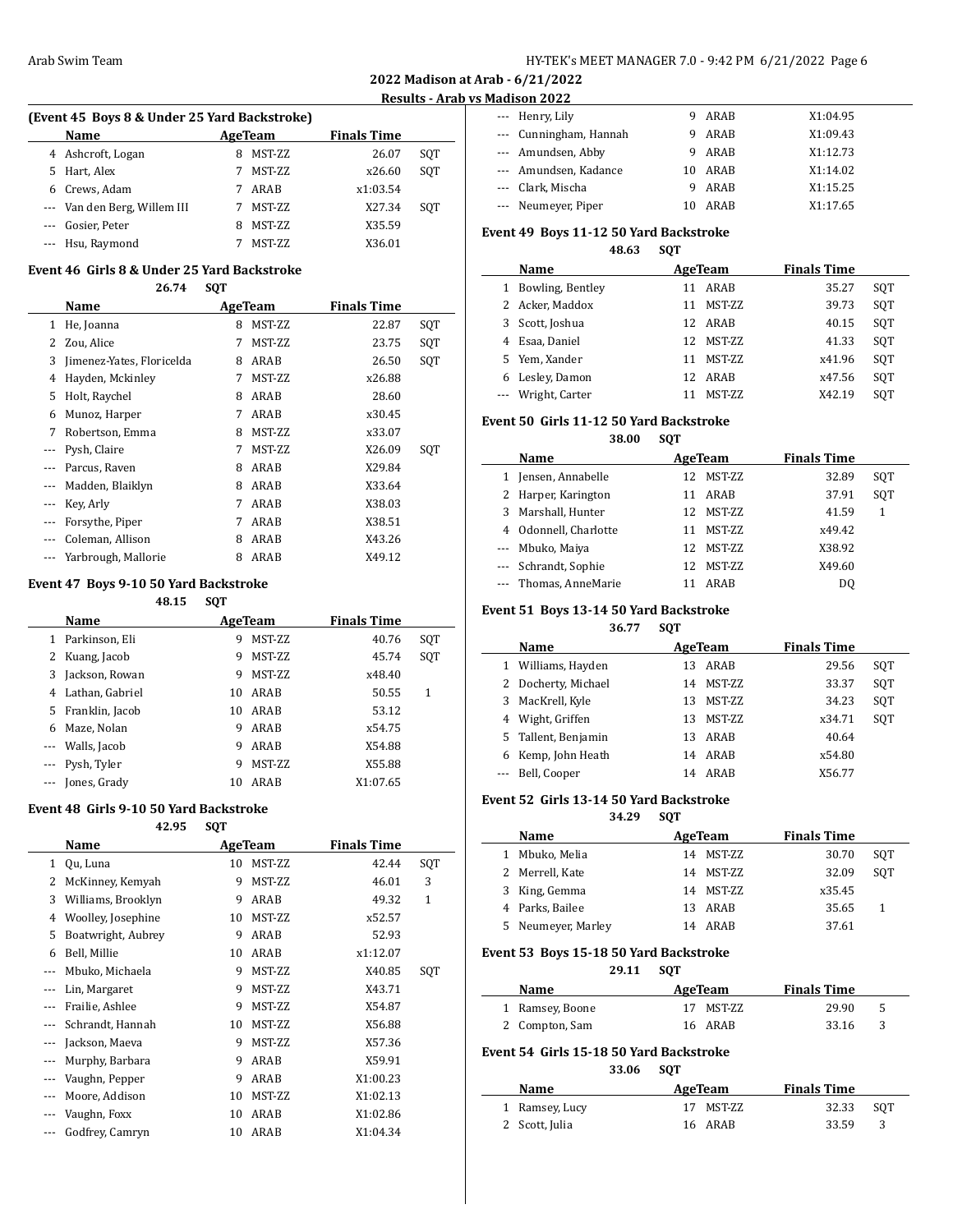**2022 Madison at Arab - 6/21/2022**

**Results - Arab vs Madison 2022**

### (Event 45 Boys 8 & Under 25 Yard Backstroke)

| | Name | Age | Team | Finals Time | |
|---|---|---|---|---|---|
| 4 | Ashcroft, Logan | 8 | MST-ZZ | 26.07 | SQT |
| 5 | Hart, Alex | 7 | MST-ZZ | x26.60 | SQT |
| 6 | Crews, Adam | 7 | ARAB | x1:03.54 | |
| --- | Van den Berg, Willem III | 7 | MST-ZZ | X27.34 | SQT |
| --- | Gosier, Peter | 8 | MST-ZZ | X35.59 | |
| --- | Hsu, Raymond | 7 | MST-ZZ | X36.01 | |

### Event 46 Girls 8 & Under 25 Yard Backstroke

26.74 SQT

| | Name | Age | Team | Finals Time | |
|---|---|---|---|---|---|
| 1 | He, Joanna | 8 | MST-ZZ | 22.87 | SQT |
| 2 | Zou, Alice | 7 | MST-ZZ | 23.75 | SQT |
| 3 | Jimenez-Yates, Floricelda | 8 | ARAB | 26.50 | SQT |
| 4 | Hayden, Mckinley | 7 | MST-ZZ | x26.88 | |
| 5 | Holt, Raychel | 8 | ARAB | 28.60 | |
| 6 | Munoz, Harper | 7 | ARAB | x30.45 | |
| 7 | Robertson, Emma | 8 | MST-ZZ | x33.07 | |
| --- | Pysh, Claire | 7 | MST-ZZ | X26.09 | SQT |
| --- | Parcus, Raven | 8 | ARAB | X29.84 | |
| --- | Madden, Blaiklyn | 8 | ARAB | X33.64 | |
| --- | Key, Arly | 7 | ARAB | X38.03 | |
| --- | Forsythe, Piper | 7 | ARAB | X38.51 | |
| --- | Coleman, Allison | 8 | ARAB | X43.26 | |
| --- | Yarbrough, Mallorie | 8 | ARAB | X49.12 | |

### Event 47 Boys 9-10 50 Yard Backstroke

48.15 SQT

| | Name | Age | Team | Finals Time | |
|---|---|---|---|---|---|
| 1 | Parkinson, Eli | 9 | MST-ZZ | 40.76 | SQT |
| 2 | Kuang, Jacob | 9 | MST-ZZ | 45.74 | SQT |
| 3 | Jackson, Rowan | 9 | MST-ZZ | x48.40 | |
| 4 | Lathan, Gabriel | 10 | ARAB | 50.55 | 1 |
| 5 | Franklin, Jacob | 10 | ARAB | 53.12 | |
| 6 | Maze, Nolan | 9 | ARAB | x54.75 | |
| --- | Walls, Jacob | 9 | ARAB | X54.88 | |
| --- | Pysh, Tyler | 9 | MST-ZZ | X55.88 | |
| --- | Jones, Grady | 10 | ARAB | X1:07.65 | |

### Event 48 Girls 9-10 50 Yard Backstroke

42.95 SQT

| | Name | Age | Team | Finals Time | |
|---|---|---|---|---|---|
| 1 | Qu, Luna | 10 | MST-ZZ | 42.44 | SQT |
| 2 | McKinney, Kemyah | 9 | MST-ZZ | 46.01 | 3 |
| 3 | Williams, Brooklyn | 9 | ARAB | 49.32 | 1 |
| 4 | Woolley, Josephine | 10 | MST-ZZ | x52.57 | |
| 5 | Boatwright, Aubrey | 9 | ARAB | 52.93 | |
| 6 | Bell, Millie | 10 | ARAB | x1:12.07 | |
| --- | Mbuko, Michaela | 9 | MST-ZZ | X40.85 | SQT |
| --- | Lin, Margaret | 9 | MST-ZZ | X43.71 | |
| --- | Frailie, Ashlee | 9 | MST-ZZ | X54.87 | |
| --- | Schrandt, Hannah | 10 | MST-ZZ | X56.88 | |
| --- | Jackson, Maeva | 9 | MST-ZZ | X57.36 | |
| --- | Murphy, Barbara | 9 | ARAB | X59.91 | |
| --- | Vaughn, Pepper | 9 | ARAB | X1:00.23 | |
| --- | Moore, Addison | 10 | MST-ZZ | X1:02.13 | |
| --- | Vaughn, Foxx | 10 | ARAB | X1:02.86 | |
| --- | Godfrey, Camryn | 10 | ARAB | X1:04.34 | |
| --- | Henry, Lily | 9 | ARAB | X1:04.95 | |
| --- | Cunningham, Hannah | 9 | ARAB | X1:09.43 | |
| --- | Amundsen, Abby | 9 | ARAB | X1:12.73 | |
| --- | Amundsen, Kadance | 10 | ARAB | X1:14.02 | |
| --- | Clark, Mischa | 9 | ARAB | X1:15.25 | |
| --- | Neumeyer, Piper | 10 | ARAB | X1:17.65 | |

### Event 49 Boys 11-12 50 Yard Backstroke

48.63 SQT

| | Name | Age | Team | Finals Time | |
|---|---|---|---|---|---|
| 1 | Bowling, Bentley | 11 | ARAB | 35.27 | SQT |
| 2 | Acker, Maddox | 11 | MST-ZZ | 39.73 | SQT |
| 3 | Scott, Joshua | 12 | ARAB | 40.15 | SQT |
| 4 | Esaa, Daniel | 12 | MST-ZZ | 41.33 | SQT |
| 5 | Yem, Xander | 11 | MST-ZZ | x41.96 | SQT |
| 6 | Lesley, Damon | 12 | ARAB | x47.56 | SQT |
| --- | Wright, Carter | 11 | MST-ZZ | X42.19 | SQT |

### Event 50 Girls 11-12 50 Yard Backstroke

38.00 SQT

| | Name | Age | Team | Finals Time | |
|---|---|---|---|---|---|
| 1 | Jensen, Annabelle | 12 | MST-ZZ | 32.89 | SQT |
| 2 | Harper, Karington | 11 | ARAB | 37.91 | SQT |
| 3 | Marshall, Hunter | 12 | MST-ZZ | 41.59 | 1 |
| 4 | Odonnell, Charlotte | 11 | MST-ZZ | x49.42 | |
| --- | Mbuko, Maiya | 12 | MST-ZZ | X38.92 | |
| --- | Schrandt, Sophie | 12 | MST-ZZ | X49.60 | |
| --- | Thomas, AnneMarie | 11 | ARAB | DQ | |

### Event 51 Boys 13-14 50 Yard Backstroke

36.77 SQT

| | Name | Age | Team | Finals Time | |
|---|---|---|---|---|---|
| 1 | Williams, Hayden | 13 | ARAB | 29.56 | SQT |
| 2 | Docherty, Michael | 14 | MST-ZZ | 33.37 | SQT |
| 3 | MacKrell, Kyle | 13 | MST-ZZ | 34.23 | SQT |
| 4 | Wight, Griffen | 13 | MST-ZZ | x34.71 | SQT |
| 5 | Tallent, Benjamin | 13 | ARAB | 40.64 | |
| 6 | Kemp, John Heath | 14 | ARAB | x54.80 | |
| --- | Bell, Cooper | 14 | ARAB | X56.77 | |

### Event 52 Girls 13-14 50 Yard Backstroke

34.29 SQT

| | Name | Age | Team | Finals Time | |
|---|---|---|---|---|---|
| 1 | Mbuko, Melia | 14 | MST-ZZ | 30.70 | SQT |
| 2 | Merrell, Kate | 14 | MST-ZZ | 32.09 | SQT |
| 3 | King, Gemma | 14 | MST-ZZ | x35.45 | |
| 4 | Parks, Bailee | 13 | ARAB | 35.65 | 1 |
| 5 | Neumeyer, Marley | 14 | ARAB | 37.61 | |

### Event 53 Boys 15-18 50 Yard Backstroke

29.11 SQT

| | Name | Age | Team | Finals Time | |
|---|---|---|---|---|---|
| 1 | Ramsey, Boone | 17 | MST-ZZ | 29.90 | 5 |
| 2 | Compton, Sam | 16 | ARAB | 33.16 | 3 |

### Event 54 Girls 15-18 50 Yard Backstroke

33.06 SQT

| | Name | Age | Team | Finals Time | |
|---|---|---|---|---|---|
| 1 | Ramsey, Lucy | 17 | MST-ZZ | 32.33 | SQT |
| 2 | Scott, Julia | 16 | ARAB | 33.59 | 3 |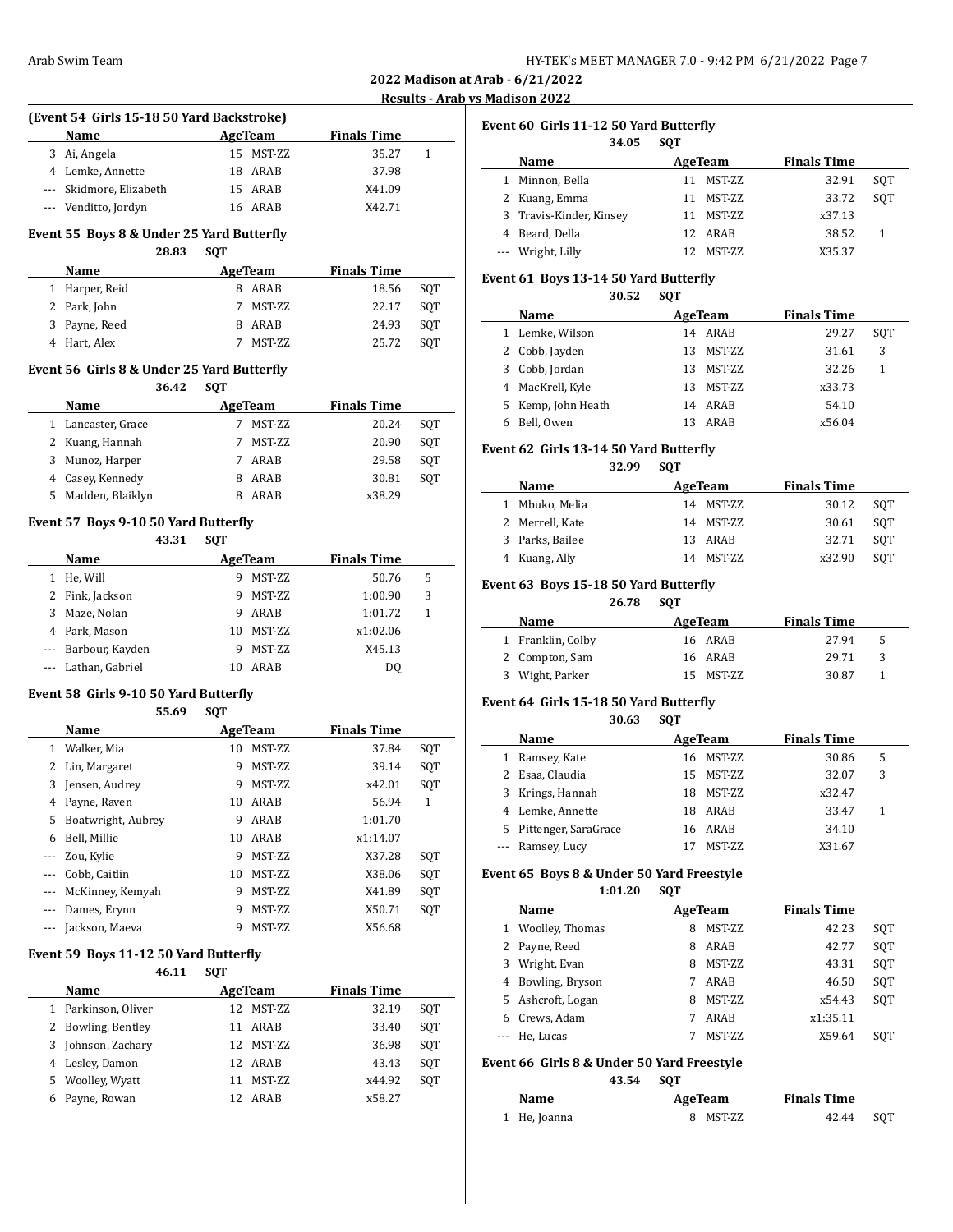**2022 Madison at Arab - 6/21/2022**

**Results - Arab vs Madison 2022**

### (Event 54 Girls 15-18 50 Yard Backstroke)

| | Name | Age | Team | Finals Time | |
|---|---|---|---|---|---|
| 3 | Ai, Angela | 15 | MST-ZZ | 35.27 | 1 |
| 4 | Lemke, Annette | 18 | ARAB | 37.98 | |
| --- | Skidmore, Elizabeth | 15 | ARAB | X41.09 | |
| --- | Venditto, Jordyn | 16 | ARAB | X42.71 | |

### Event 55 Boys 8 & Under 25 Yard Butterfly

28.83 SQT

| | Name | Age | Team | Finals Time | |
|---|---|---|---|---|---|
| 1 | Harper, Reid | 8 | ARAB | 18.56 | SQT |
| 2 | Park, John | 7 | MST-ZZ | 22.17 | SQT |
| 3 | Payne, Reed | 8 | ARAB | 24.93 | SQT |
| 4 | Hart, Alex | 7 | MST-ZZ | 25.72 | SQT |

### Event 56 Girls 8 & Under 25 Yard Butterfly

36.42 SQT

| | Name | Age | Team | Finals Time | |
|---|---|---|---|---|---|
| 1 | Lancaster, Grace | 7 | MST-ZZ | 20.24 | SQT |
| 2 | Kuang, Hannah | 7 | MST-ZZ | 20.90 | SQT |
| 3 | Munoz, Harper | 7 | ARAB | 29.58 | SQT |
| 4 | Casey, Kennedy | 8 | ARAB | 30.81 | SQT |
| 5 | Madden, Blaiklyn | 8 | ARAB | x38.29 | |

### Event 57 Boys 9-10 50 Yard Butterfly

43.31 SQT

| | Name | Age | Team | Finals Time | |
|---|---|---|---|---|---|
| 1 | He, Will | 9 | MST-ZZ | 50.76 | 5 |
| 2 | Fink, Jackson | 9 | MST-ZZ | 1:00.90 | 3 |
| 3 | Maze, Nolan | 9 | ARAB | 1:01.72 | 1 |
| 4 | Park, Mason | 10 | MST-ZZ | x1:02.06 | |
| --- | Barbour, Kayden | 9 | MST-ZZ | X45.13 | |
| --- | Lathan, Gabriel | 10 | ARAB | DQ | |

### Event 58 Girls 9-10 50 Yard Butterfly

55.69 SQT

| | Name | Age | Team | Finals Time | |
|---|---|---|---|---|---|
| 1 | Walker, Mia | 10 | MST-ZZ | 37.84 | SQT |
| 2 | Lin, Margaret | 9 | MST-ZZ | 39.14 | SQT |
| 3 | Jensen, Audrey | 9 | MST-ZZ | x42.01 | SQT |
| 4 | Payne, Raven | 10 | ARAB | 56.94 | 1 |
| 5 | Boatwright, Aubrey | 9 | ARAB | 1:01.70 | |
| 6 | Bell, Millie | 10 | ARAB | x1:14.07 | |
| --- | Zou, Kylie | 9 | MST-ZZ | X37.28 | SQT |
| --- | Cobb, Caitlin | 10 | MST-ZZ | X38.06 | SQT |
| --- | McKinney, Kemyah | 9 | MST-ZZ | X41.89 | SQT |
| --- | Dames, Erynn | 9 | MST-ZZ | X50.71 | SQT |
| --- | Jackson, Maeva | 9 | MST-ZZ | X56.68 | |

### Event 59 Boys 11-12 50 Yard Butterfly

46.11 SQT

| | Name | Age | Team | Finals Time | |
|---|---|---|---|---|---|
| 1 | Parkinson, Oliver | 12 | MST-ZZ | 32.19 | SQT |
| 2 | Bowling, Bentley | 11 | ARAB | 33.40 | SQT |
| 3 | Johnson, Zachary | 12 | MST-ZZ | 36.98 | SQT |
| 4 | Lesley, Damon | 12 | ARAB | 43.43 | SQT |
| 5 | Woolley, Wyatt | 11 | MST-ZZ | x44.92 | SQT |
| 6 | Payne, Rowan | 12 | ARAB | x58.27 | |

### Event 60 Girls 11-12 50 Yard Butterfly

34.05 SQT

| | Name | Age | Team | Finals Time | |
|---|---|---|---|---|---|
| 1 | Minnon, Bella | 11 | MST-ZZ | 32.91 | SQT |
| 2 | Kuang, Emma | 11 | MST-ZZ | 33.72 | SQT |
| 3 | Travis-Kinder, Kinsey | 11 | MST-ZZ | x37.13 | |
| 4 | Beard, Della | 12 | ARAB | 38.52 | 1 |
| --- | Wright, Lilly | 12 | MST-ZZ | X35.37 | |

### Event 61 Boys 13-14 50 Yard Butterfly

30.52 SQT

| | Name | Age | Team | Finals Time | |
|---|---|---|---|---|---|
| 1 | Lemke, Wilson | 14 | ARAB | 29.27 | SQT |
| 2 | Cobb, Jayden | 13 | MST-ZZ | 31.61 | 3 |
| 3 | Cobb, Jordan | 13 | MST-ZZ | 32.26 | 1 |
| 4 | MacKrell, Kyle | 13 | MST-ZZ | x33.73 | |
| 5 | Kemp, John Heath | 14 | ARAB | 54.10 | |
| 6 | Bell, Owen | 13 | ARAB | x56.04 | |

### Event 62 Girls 13-14 50 Yard Butterfly

32.99 SQT

| | Name | Age | Team | Finals Time | |
|---|---|---|---|---|---|
| 1 | Mbuko, Melia | 14 | MST-ZZ | 30.12 | SQT |
| 2 | Merrell, Kate | 14 | MST-ZZ | 30.61 | SQT |
| 3 | Parks, Bailee | 13 | ARAB | 32.71 | SQT |
| 4 | Kuang, Ally | 14 | MST-ZZ | x32.90 | SQT |

### Event 63 Boys 15-18 50 Yard Butterfly

26.78 SQT

| | Name | Age | Team | Finals Time | |
|---|---|---|---|---|---|
| 1 | Franklin, Colby | 16 | ARAB | 27.94 | 5 |
| 2 | Compton, Sam | 16 | ARAB | 29.71 | 3 |
| 3 | Wight, Parker | 15 | MST-ZZ | 30.87 | 1 |

### Event 64 Girls 15-18 50 Yard Butterfly

30.63 SQT

| | Name | Age | Team | Finals Time | |
|---|---|---|---|---|---|
| 1 | Ramsey, Kate | 16 | MST-ZZ | 30.86 | 5 |
| 2 | Esaa, Claudia | 15 | MST-ZZ | 32.07 | 3 |
| 3 | Krings, Hannah | 18 | MST-ZZ | x32.47 | |
| 4 | Lemke, Annette | 18 | ARAB | 33.47 | 1 |
| 5 | Pittenger, SaraGrace | 16 | ARAB | 34.10 | |
| --- | Ramsey, Lucy | 17 | MST-ZZ | X31.67 | |

### Event 65 Boys 8 & Under 50 Yard Freestyle

1:01.20 SQT

| | Name | Age | Team | Finals Time | |
|---|---|---|---|---|---|
| 1 | Woolley, Thomas | 8 | MST-ZZ | 42.23 | SQT |
| 2 | Payne, Reed | 8 | ARAB | 42.77 | SQT |
| 3 | Wright, Evan | 8 | MST-ZZ | 43.31 | SQT |
| 4 | Bowling, Bryson | 7 | ARAB | 46.50 | SQT |
| 5 | Ashcroft, Logan | 8 | MST-ZZ | x54.43 | SQT |
| 6 | Crews, Adam | 7 | ARAB | x1:35.11 | |
| --- | He, Lucas | 7 | MST-ZZ | X59.64 | SQT |

### Event 66 Girls 8 & Under 50 Yard Freestyle

43.54 SQT

| | Name | Age | Team | Finals Time | |
|---|---|---|---|---|---|
| 1 | He, Joanna | 8 | MST-ZZ | 42.44 | SQT |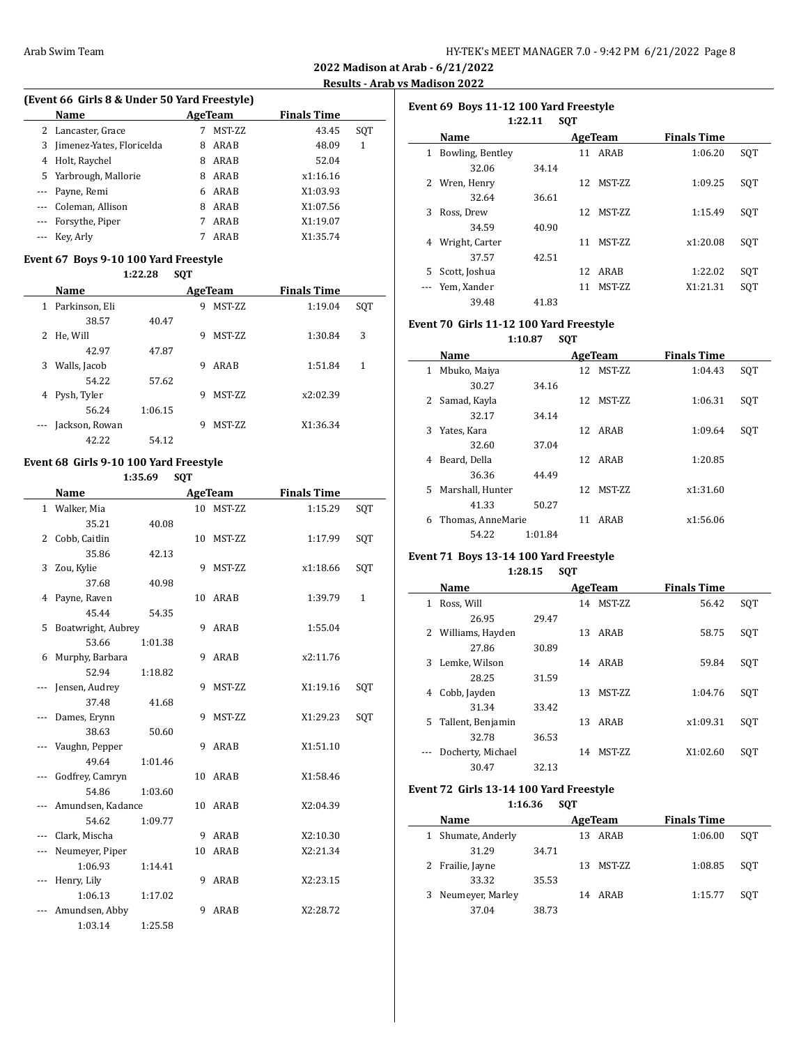## 2022 Madison at Arab - 6/21/2022

### Results - Arab vs Madison 2022

**(Event 66 Girls 8 & Under 50 Yard Freestyle)**

| | Name | Age | Team | Finals Time | |
|---|---|---|---|---|---|
| 2 | Lancaster, Grace | 7 | MST-ZZ | 43.45 | SQT |
| 3 | Jimenez-Yates, Floricelda | 8 | ARAB | 48.09 | 1 |
| 4 | Holt, Raychel | 8 | ARAB | 52.04 | |
| 5 | Yarbrough, Mallorie | 8 | ARAB | x1:16.16 | |
| --- | Payne, Remi | 6 | ARAB | X1:03.93 | |
| --- | Coleman, Allison | 8 | ARAB | X1:07.56 | |
| --- | Forsythe, Piper | 7 | ARAB | X1:19.07 | |
| --- | Key, Arly | 7 | ARAB | X1:35.74 | |

**Event 67 Boys 9-10 100 Yard Freestyle**

1:22.28 SQT

| | Name | | Age | Team | Finals Time | |
|---|---|---|---|---|---|---|
| 1 | Parkinson, Eli | | 9 | MST-ZZ | 1:19.04 | SQT |
| | 38.57 | 40.47 | | | | |
| 2 | He, Will | | 9 | MST-ZZ | 1:30.84 | 3 |
| | 42.97 | 47.87 | | | | |
| 3 | Walls, Jacob | | 9 | ARAB | 1:51.84 | 1 |
| | 54.22 | 57.62 | | | | |
| 4 | Pysh, Tyler | | 9 | MST-ZZ | x2:02.39 | |
| | 56.24 | 1:06.15 | | | | |
| --- | Jackson, Rowan | | 9 | MST-ZZ | X1:36.34 | |
| | 42.22 | 54.12 | | | | |

**Event 68 Girls 9-10 100 Yard Freestyle**

1:35.69 SQT

| | Name | | Age | Team | Finals Time | |
|---|---|---|---|---|---|---|
| 1 | Walker, Mia | | 10 | MST-ZZ | 1:15.29 | SQT |
| | 35.21 | 40.08 | | | | |
| 2 | Cobb, Caitlin | | 10 | MST-ZZ | 1:17.99 | SQT |
| | 35.86 | 42.13 | | | | |
| 3 | Zou, Kylie | | 9 | MST-ZZ | x1:18.66 | SQT |
| | 37.68 | 40.98 | | | | |
| 4 | Payne, Raven | | 10 | ARAB | 1:39.79 | 1 |
| | 45.44 | 54.35 | | | | |
| 5 | Boatwright, Aubrey | | 9 | ARAB | 1:55.04 | |
| | 53.66 | 1:01.38 | | | | |
| 6 | Murphy, Barbara | | 9 | ARAB | x2:11.76 | |
| | 52.94 | 1:18.82 | | | | |
| --- | Jensen, Audrey | | 9 | MST-ZZ | X1:19.16 | SQT |
| | 37.48 | 41.68 | | | | |
| --- | Dames, Erynn | | 9 | MST-ZZ | X1:29.23 | SQT |
| | 38.63 | 50.60 | | | | |
| --- | Vaughn, Pepper | | 9 | ARAB | X1:51.10 | |
| | 49.64 | 1:01.46 | | | | |
| --- | Godfrey, Camryn | | 10 | ARAB | X1:58.46 | |
| | 54.86 | 1:03.60 | | | | |
| --- | Amundsen, Kadance | | 10 | ARAB | X2:04.39 | |
| | 54.62 | 1:09.77 | | | | |
| --- | Clark, Mischa | | 9 | ARAB | X2:10.30 | |
| --- | Neumeyer, Piper | | 10 | ARAB | X2:21.34 | |
| | 1:06.93 | 1:14.41 | | | | |
| --- | Henry, Lily | | 9 | ARAB | X2:23.15 | |
| | 1:06.13 | 1:17.02 | | | | |
| --- | Amundsen, Abby | | 9 | ARAB | X2:28.72 | |
| | 1:03.14 | 1:25.58 | | | | |

**Event 69 Boys 11-12 100 Yard Freestyle**

1:22.11 SQT

| | Name | | Age | Team | Finals Time | |
|---|---|---|---|---|---|---|
| 1 | Bowling, Bentley | | 11 | ARAB | 1:06.20 | SQT |
| | 32.06 | 34.14 | | | | |
| 2 | Wren, Henry | | 12 | MST-ZZ | 1:09.25 | SQT |
| | 32.64 | 36.61 | | | | |
| 3 | Ross, Drew | | 12 | MST-ZZ | 1:15.49 | SQT |
| | 34.59 | 40.90 | | | | |
| 4 | Wright, Carter | | 11 | MST-ZZ | x1:20.08 | SQT |
| | 37.57 | 42.51 | | | | |
| 5 | Scott, Joshua | | 12 | ARAB | 1:22.02 | SQT |
| --- | Yem, Xander | | 11 | MST-ZZ | X1:21.31 | SQT |
| | 39.48 | 41.83 | | | | |

**Event 70 Girls 11-12 100 Yard Freestyle**

1:10.87 SQT

| | Name | | Age | Team | Finals Time | |
|---|---|---|---|---|---|---|
| 1 | Mbuko, Maiya | | 12 | MST-ZZ | 1:04.43 | SQT |
| | 30.27 | 34.16 | | | | |
| 2 | Samad, Kayla | | 12 | MST-ZZ | 1:06.31 | SQT |
| | 32.17 | 34.14 | | | | |
| 3 | Yates, Kara | | 12 | ARAB | 1:09.64 | SQT |
| | 32.60 | 37.04 | | | | |
| 4 | Beard, Della | | 12 | ARAB | 1:20.85 | |
| | 36.36 | 44.49 | | | | |
| 5 | Marshall, Hunter | | 12 | MST-ZZ | x1:31.60 | |
| | 41.33 | 50.27 | | | | |
| 6 | Thomas, AnneMarie | | 11 | ARAB | x1:56.06 | |
| | 54.22 | 1:01.84 | | | | |

**Event 71 Boys 13-14 100 Yard Freestyle**

1:28.15 SQT

| | Name | | Age | Team | Finals Time | |
|---|---|---|---|---|---|---|
| 1 | Ross, Will | | 14 | MST-ZZ | 56.42 | SQT |
| | 26.95 | 29.47 | | | | |
| 2 | Williams, Hayden | | 13 | ARAB | 58.75 | SQT |
| | 27.86 | 30.89 | | | | |
| 3 | Lemke, Wilson | | 14 | ARAB | 59.84 | SQT |
| | 28.25 | 31.59 | | | | |
| 4 | Cobb, Jayden | | 13 | MST-ZZ | 1:04.76 | SQT |
| | 31.34 | 33.42 | | | | |
| 5 | Tallent, Benjamin | | 13 | ARAB | x1:09.31 | SQT |
| | 32.78 | 36.53 | | | | |
| --- | Docherty, Michael | | 14 | MST-ZZ | X1:02.60 | SQT |
| | 30.47 | 32.13 | | | | |

**Event 72 Girls 13-14 100 Yard Freestyle**

1:16.36 SQT

| | Name | | Age | Team | Finals Time | |
|---|---|---|---|---|---|---|
| 1 | Shumate, Anderly | | 13 | ARAB | 1:06.00 | SQT |
| | 31.29 | 34.71 | | | | |
| 2 | Frailie, Jayne | | 13 | MST-ZZ | 1:08.85 | SQT |
| | 33.32 | 35.53 | | | | |
| 3 | Neumeyer, Marley | | 14 | ARAB | 1:15.77 | SQT |
| | 37.04 | 38.73 | | | | |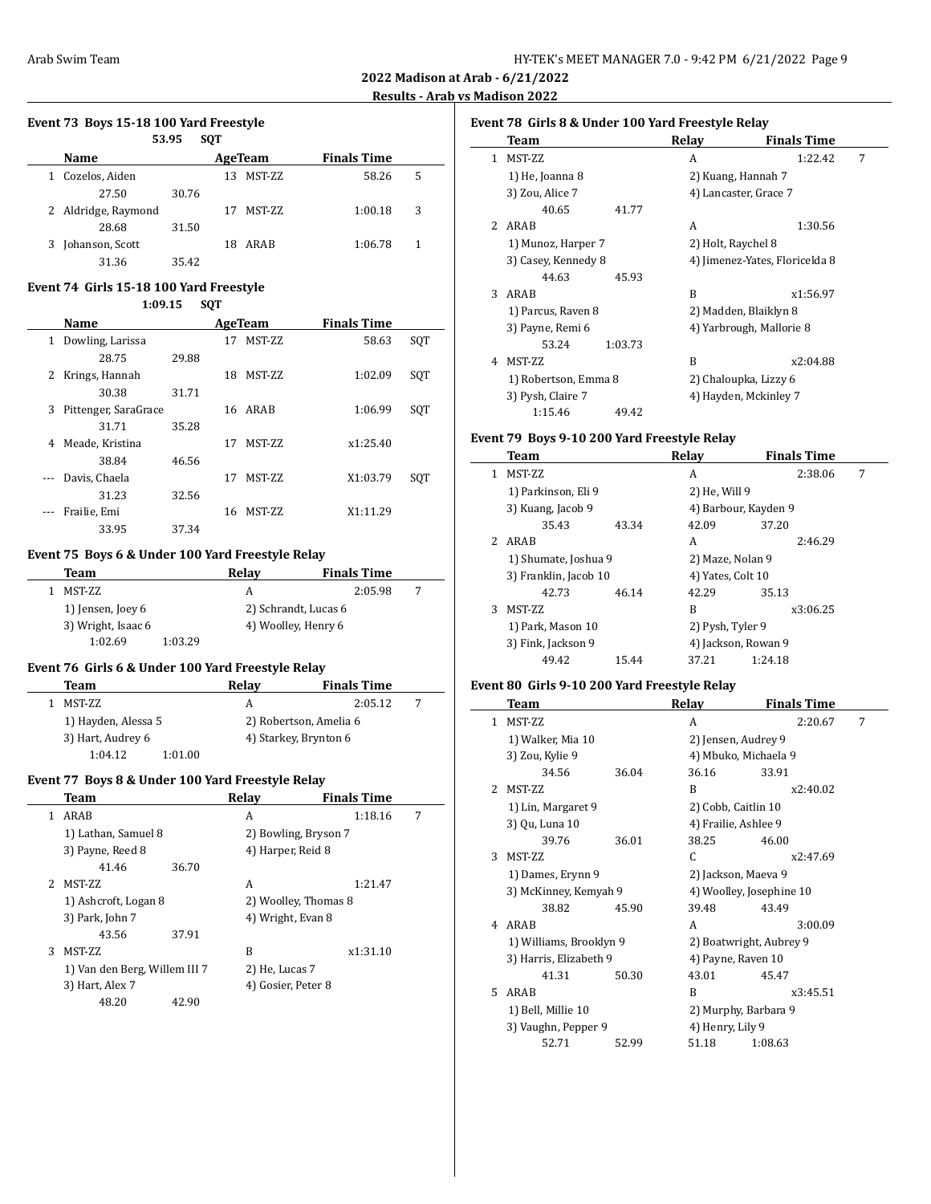**2022 Madison at Arab - 6/21/2022**

**Results - Arab vs Madison 2022**

### Event 73 Boys 15-18 100 Yard Freestyle

53.95 SQT

| | Name | Age | Team | Finals Time | |
|---|---|---|---|---|---|
| 1 | Cozelos, Aiden | 13 | MST-ZZ | 58.26 | 5 |
| | 27.50 30.76 | | | | |
| 2 | Aldridge, Raymond | 17 | MST-ZZ | 1:00.18 | 3 |
| | 28.68 31.50 | | | | |
| 3 | Johanson, Scott | 18 | ARAB | 1:06.78 | 1 |
| | 31.36 35.42 | | | | |

### Event 74 Girls 15-18 100 Yard Freestyle

1:09.15 SQT

| | Name | Age | Team | Finals Time | |
|---|---|---|---|---|---|
| 1 | Dowling, Larissa | 17 | MST-ZZ | 58.63 | SQT |
| | 28.75 29.88 | | | | |
| 2 | Krings, Hannah | 18 | MST-ZZ | 1:02.09 | SQT |
| | 30.38 31.71 | | | | |
| 3 | Pittenger, SaraGrace | 16 | ARAB | 1:06.99 | SQT |
| | 31.71 35.28 | | | | |
| 4 | Meade, Kristina | 17 | MST-ZZ | x1:25.40 | |
| | 38.84 46.56 | | | | |
| --- | Davis, Chaela | 17 | MST-ZZ | X1:03.79 | SQT |
| | 31.23 32.56 | | | | |
| --- | Frailie, Emi | 16 | MST-ZZ | X1:11.29 | |
| | 33.95 37.34 | | | | |

### Event 75 Boys 6 & Under 100 Yard Freestyle Relay

| | Team | Relay | Finals Time | |
|---|---|---|---|---|
| 1 | MST-ZZ | A | 2:05.98 | 7 |
| | 1) Jensen, Joey 6 | 2) Schrandt, Lucas 6 | | |
| | 3) Wright, Isaac 6 | 4) Woolley, Henry 6 | | |
| | 1:02.69 1:03.29 | | | |

### Event 76 Girls 6 & Under 100 Yard Freestyle Relay

| | Team | Relay | Finals Time | |
|---|---|---|---|---|
| 1 | MST-ZZ | A | 2:05.12 | 7 |
| | 1) Hayden, Alessa 5 | 2) Robertson, Amelia 6 | | |
| | 3) Hart, Audrey 6 | 4) Starkey, Brynton 6 | | |
| | 1:04.12 1:01.00 | | | |

### Event 77 Boys 8 & Under 100 Yard Freestyle Relay

| | Team | Relay | Finals Time | |
|---|---|---|---|---|
| 1 | ARAB | A | 1:18.16 | 7 |
| | 1) Lathan, Samuel 8 | 2) Bowling, Bryson 7 | | |
| | 3) Payne, Reed 8 | 4) Harper, Reid 8 | | |
| | 41.46 36.70 | | | |
| 2 | MST-ZZ | A | 1:21.47 | |
| | 1) Ashcroft, Logan 8 | 2) Woolley, Thomas 8 | | |
| | 3) Park, John 7 | 4) Wright, Evan 8 | | |
| | 43.56 37.91 | | | |
| 3 | MST-ZZ | B | x1:31.10 | |
| | 1) Van den Berg, Willem III 7 | 2) He, Lucas 7 | | |
| | 3) Hart, Alex 7 | 4) Gosier, Peter 8 | | |
| | 48.20 42.90 | | | |

### Event 78 Girls 8 & Under 100 Yard Freestyle Relay

| | Team | Relay | Finals Time | |
|---|---|---|---|---|
| 1 | MST-ZZ | A | 1:22.42 | 7 |
| | 1) He, Joanna 8 | 2) Kuang, Hannah 7 | | |
| | 3) Zou, Alice 7 | 4) Lancaster, Grace 7 | | |
| | 40.65 41.77 | | | |
| 2 | ARAB | A | 1:30.56 | |
| | 1) Munoz, Harper 7 | 2) Holt, Raychel 8 | | |
| | 3) Casey, Kennedy 8 | 4) Jimenez-Yates, Floricelda 8 | | |
| | 44.63 45.93 | | | |
| 3 | ARAB | B | x1:56.97 | |
| | 1) Parcus, Raven 8 | 2) Madden, Blaiklyn 8 | | |
| | 3) Payne, Remi 6 | 4) Yarbrough, Mallorie 8 | | |
| | 53.24 1:03.73 | | | |
| 4 | MST-ZZ | B | x2:04.88 | |
| | 1) Robertson, Emma 8 | 2) Chaloupka, Lizzy 6 | | |
| | 3) Pysh, Claire 7 | 4) Hayden, Mckinley 7 | | |
| | 1:15.46 49.42 | | | |

### Event 79 Boys 9-10 200 Yard Freestyle Relay

| | Team | Relay | Finals Time | |
|---|---|---|---|---|
| 1 | MST-ZZ | A | 2:38.06 | 7 |
| | 1) Parkinson, Eli 9 | 2) He, Will 9 | | |
| | 3) Kuang, Jacob 9 | 4) Barbour, Kayden 9 | | |
| | 35.43 43.34 | 42.09 37.20 | | |
| 2 | ARAB | A | 2:46.29 | |
| | 1) Shumate, Joshua 9 | 2) Maze, Nolan 9 | | |
| | 3) Franklin, Jacob 10 | 4) Yates, Colt 10 | | |
| | 42.73 46.14 | 42.29 35.13 | | |
| 3 | MST-ZZ | B | x3:06.25 | |
| | 1) Park, Mason 10 | 2) Pysh, Tyler 9 | | |
| | 3) Fink, Jackson 9 | 4) Jackson, Rowan 9 | | |
| | 49.42 15.44 | 37.21 1:24.18 | | |

### Event 80 Girls 9-10 200 Yard Freestyle Relay

| | Team | Relay | Finals Time | |
|---|---|---|---|---|
| 1 | MST-ZZ | A | 2:20.67 | 7 |
| | 1) Walker, Mia 10 | 2) Jensen, Audrey 9 | | |
| | 3) Zou, Kylie 9 | 4) Mbuko, Michaela 9 | | |
| | 34.56 36.04 | 36.16 33.91 | | |
| 2 | MST-ZZ | B | x2:40.02 | |
| | 1) Lin, Margaret 9 | 2) Cobb, Caitlin 10 | | |
| | 3) Qu, Luna 10 | 4) Frailie, Ashlee 9 | | |
| | 39.76 36.01 | 38.25 46.00 | | |
| 3 | MST-ZZ | C | x2:47.69 | |
| | 1) Dames, Erynn 9 | 2) Jackson, Maeva 9 | | |
| | 3) McKinney, Kemyah 9 | 4) Woolley, Josephine 10 | | |
| | 38.82 45.90 | 39.48 43.49 | | |
| 4 | ARAB | A | 3:00.09 | |
| | 1) Williams, Brooklyn 9 | 2) Boatwright, Aubrey 9 | | |
| | 3) Harris, Elizabeth 9 | 4) Payne, Raven 10 | | |
| | 41.31 50.30 | 43.01 45.47 | | |
| 5 | ARAB | B | x3:45.51 | |
| | 1) Bell, Millie 10 | 2) Murphy, Barbara 9 | | |
| | 3) Vaughn, Pepper 9 | 4) Henry, Lily 9 | | |
| | 52.71 52.99 | 51.18 1:08.63 | | |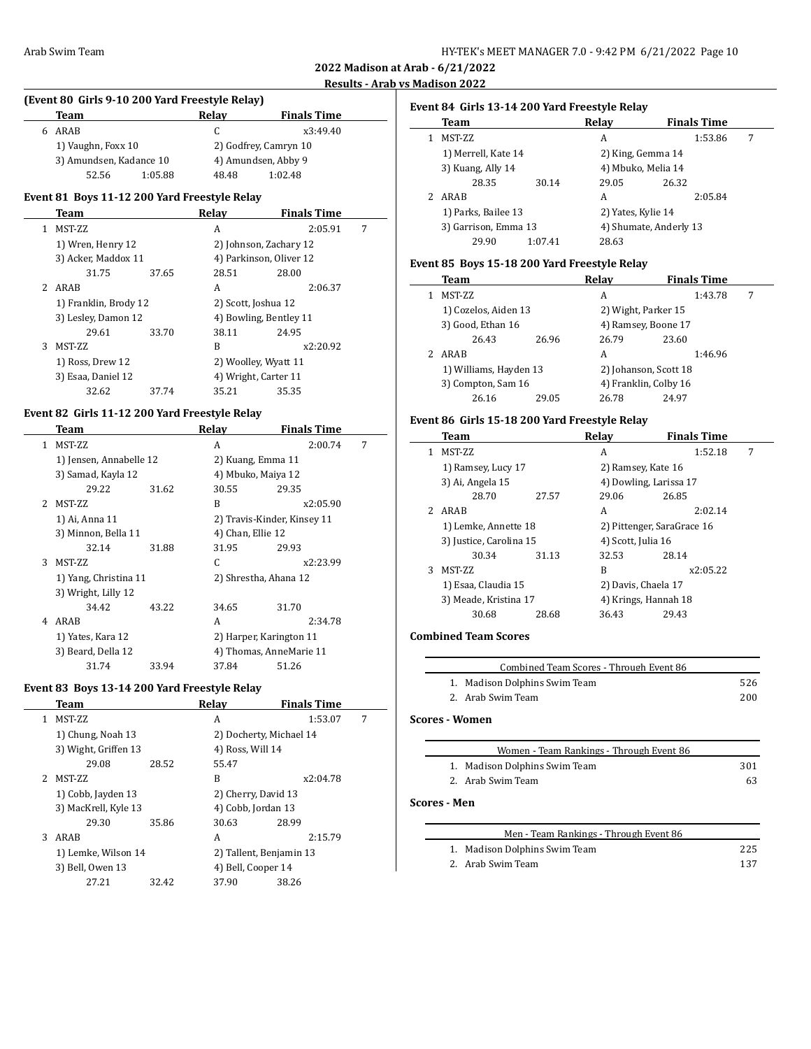2022 Madison at Arab - 6/21/2022

Results - Arab vs Madison 2022

#### (Event 80 Girls 9-10 200 Yard Freestyle Relay)

| | Team | Relay | Finals Time | |
|---|---|---|---|---|
| 6 | ARAB | C | x3:49.40 | |
| | 1) Vaughn, Foxx 10 | 2) Godfrey, Camryn 10 | | |
| | 3) Amundsen, Kadance 10 | 4) Amundsen, Abby 9 | | |
| | 52.56 1:05.88 | 48.48 1:02.48 | | |

#### Event 81 Boys 11-12 200 Yard Freestyle Relay

| | Team | Relay | Finals Time | |
|---|---|---|---|---|
| 1 | MST-ZZ | A | 2:05.91 | 7 |
| | 1) Wren, Henry 12 | 2) Johnson, Zachary 12 | | |
| | 3) Acker, Maddox 11 | 4) Parkinson, Oliver 12 | | |
| | 31.75 37.65 | 28.51 28.00 | | |
| 2 | ARAB | A | 2:06.37 | |
| | 1) Franklin, Brody 12 | 2) Scott, Joshua 12 | | |
| | 3) Lesley, Damon 12 | 4) Bowling, Bentley 11 | | |
| | 29.61 33.70 | 38.11 24.95 | | |
| 3 | MST-ZZ | B | x2:20.92 | |
| | 1) Ross, Drew 12 | 2) Woolley, Wyatt 11 | | |
| | 3) Esaa, Daniel 12 | 4) Wright, Carter 11 | | |
| | 32.62 37.74 | 35.21 35.35 | | |

#### Event 82 Girls 11-12 200 Yard Freestyle Relay

| | Team | Relay | Finals Time | |
|---|---|---|---|---|
| 1 | MST-ZZ | A | 2:00.74 | 7 |
| | 1) Jensen, Annabelle 12 | 2) Kuang, Emma 11 | | |
| | 3) Samad, Kayla 12 | 4) Mbuko, Maiya 12 | | |
| | 29.22 31.62 | 30.55 29.35 | | |
| 2 | MST-ZZ | B | x2:05.90 | |
| | 1) Ai, Anna 11 | 2) Travis-Kinder, Kinsey 11 | | |
| | 3) Minnon, Bella 11 | 4) Chan, Ellie 12 | | |
| | 32.14 31.88 | 31.95 29.93 | | |
| 3 | MST-ZZ | C | x2:23.99 | |
| | 1) Yang, Christina 11 | 2) Shrestha, Ahana 12 | | |
| | 3) Wright, Lilly 12 | | | |
| | 34.42 43.22 | 34.65 31.70 | | |
| 4 | ARAB | A | 2:34.78 | |
| | 1) Yates, Kara 12 | 2) Harper, Karington 11 | | |
| | 3) Beard, Della 12 | 4) Thomas, AnneMarie 11 | | |
| | 31.74 33.94 | 37.84 51.26 | | |

#### Event 83 Boys 13-14 200 Yard Freestyle Relay

| | Team | Relay | Finals Time | |
|---|---|---|---|---|
| 1 | MST-ZZ | A | 1:53.07 | 7 |
| | 1) Chung, Noah 13 | 2) Docherty, Michael 14 | | |
| | 3) Wight, Griffen 13 | 4) Ross, Will 14 | | |
| | 29.08 28.52 | 55.47 | | |
| 2 | MST-ZZ | B | x2:04.78 | |
| | 1) Cobb, Jayden 13 | 2) Cherry, David 13 | | |
| | 3) MacKrell, Kyle 13 | 4) Cobb, Jordan 13 | | |
| | 29.30 35.86 | 30.63 28.99 | | |
| 3 | ARAB | A | 2:15.79 | |
| | 1) Lemke, Wilson 14 | 2) Tallent, Benjamin 13 | | |
| | 3) Bell, Owen 13 | 4) Bell, Cooper 14 | | |
| | 27.21 32.42 | 37.90 38.26 | | |

#### Event 84 Girls 13-14 200 Yard Freestyle Relay

| | Team | Relay | Finals Time | |
|---|---|---|---|---|
| 1 | MST-ZZ | A | 1:53.86 | 7 |
| | 1) Merrell, Kate 14 | 2) King, Gemma 14 | | |
| | 3) Kuang, Ally 14 | 4) Mbuko, Melia 14 | | |
| | 28.35 30.14 | 29.05 26.32 | | |
| 2 | ARAB | A | 2:05.84 | |
| | 1) Parks, Bailee 13 | 2) Yates, Kylie 14 | | |
| | 3) Garrison, Emma 13 | 4) Shumate, Anderly 13 | | |
| | 29.90 1:07.41 | 28.63 | | |

#### Event 85 Boys 15-18 200 Yard Freestyle Relay

| | Team | Relay | Finals Time | |
|---|---|---|---|---|
| 1 | MST-ZZ | A | 1:43.78 | 7 |
| | 1) Cozelos, Aiden 13 | 2) Wight, Parker 15 | | |
| | 3) Good, Ethan 16 | 4) Ramsey, Boone 17 | | |
| | 26.43 26.96 | 26.79 23.60 | | |
| 2 | ARAB | A | 1:46.96 | |
| | 1) Williams, Hayden 13 | 2) Johanson, Scott 18 | | |
| | 3) Compton, Sam 16 | 4) Franklin, Colby 16 | | |
| | 26.16 29.05 | 26.78 24.97 | | |

#### Event 86 Girls 15-18 200 Yard Freestyle Relay

| | Team | Relay | Finals Time | |
|---|---|---|---|---|
| 1 | MST-ZZ | A | 1:52.18 | 7 |
| | 1) Ramsey, Lucy 17 | 2) Ramsey, Kate 16 | | |
| | 3) Ai, Angela 15 | 4) Dowling, Larissa 17 | | |
| | 28.70 27.57 | 29.06 26.85 | | |
| 2 | ARAB | A | 2:02.14 | |
| | 1) Lemke, Annette 18 | 2) Pittenger, SaraGrace 16 | | |
| | 3) Justice, Carolina 15 | 4) Scott, Julia 16 | | |
| | 30.34 31.13 | 32.53 28.14 | | |
| 3 | MST-ZZ | B | x2:05.22 | |
| | 1) Esaa, Claudia 15 | 2) Davis, Chaela 17 | | |
| | 3) Meade, Kristina 17 | 4) Krings, Hannah 18 | | |
| | 30.68 28.68 | 36.43 29.43 | | |

#### Combined Team Scores

| Combined Team Scores - Through Event 86 | |
|---|---|
| 1. Madison Dolphins Swim Team | 526 |
| 2. Arab Swim Team | 200 |

#### Scores - Women

| Women - Team Rankings - Through Event 86 | |
|---|---|
| 1. Madison Dolphins Swim Team | 301 |
| 2. Arab Swim Team | 63 |

#### Scores - Men

| Men - Team Rankings - Through Event 86 | |
|---|---|
| 1. Madison Dolphins Swim Team | 225 |
| 2. Arab Swim Team | 137 |